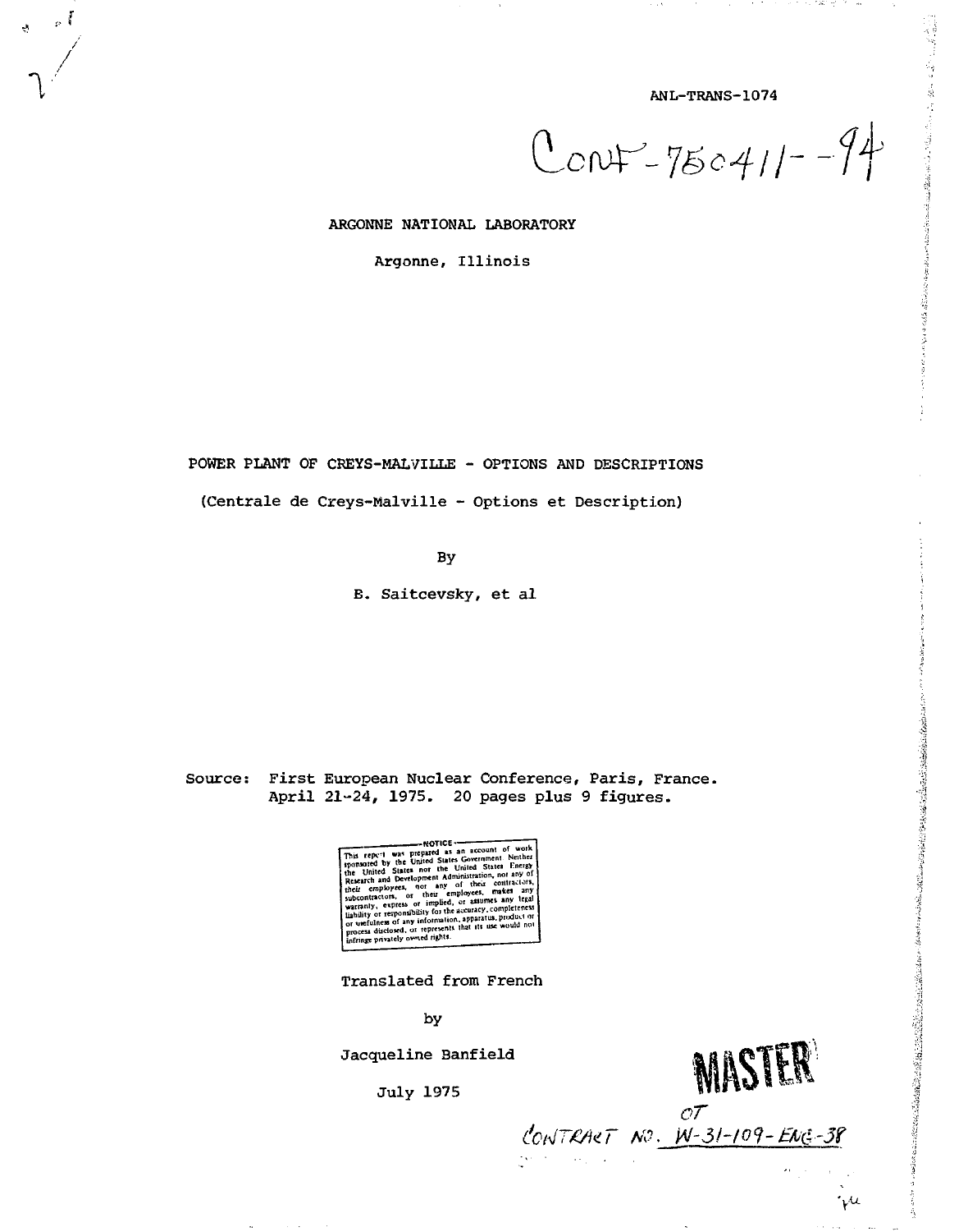ANL-TRANS-1074

CONF-750411--94

ARGONNE NATIONAL LABORATORY

Argonne, Illinois

# POWER PLANT OF CREYS-MALVILLE - OPTIONS AND DESCRIPTIONS

(Centrale de Creys-Malville - Options et Description)

By

B. Saitcevsky, et al

Source: First European Nuclear Conference, Paris, France. April 21-24, 1975. 20 pages plus 9 figures.

NOTICE

This report was prepared as an account of work sponsored by the United States Government. Neither the United States nor the United States Energy Research and Development Administration, nor any of their employees, nor any of their contractors, subcontractors, or their employees, makes any warranty, express or implied, or assumes any legal liability or responsibility for the accuracy, completeness or usefulness of any information, apparatus, product or process disclosed, or represents that its use would not infringe privately owned rights.

Translated from French

by

Jacqueline Banfield

July 1975

MASTER

CONTRACT NO. W-31-109-ENG-38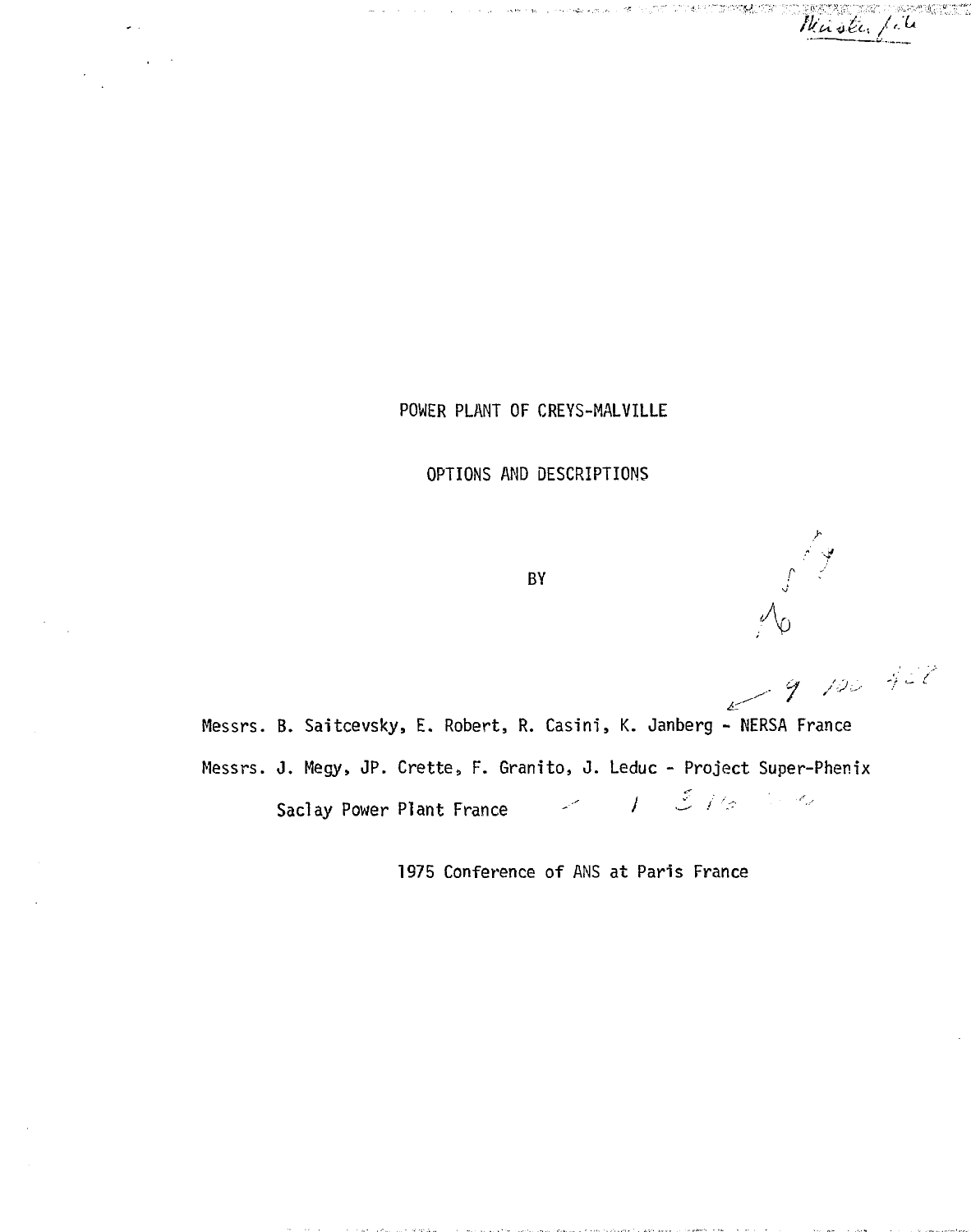POWER PLANT OF CREYS-MALVILLE

OPTIONS AND DESCRIPTIONS

BY

Messrs. B. Saitcevsky, E. Robert, R. Casini, K. Janberg - NERSA France

Messrs. J. Megy, JP. Crette, F. Granito, J. Leduc - Project Super-Phenix

Saclay Power Plant France

1975 Conference of ANS at Paris France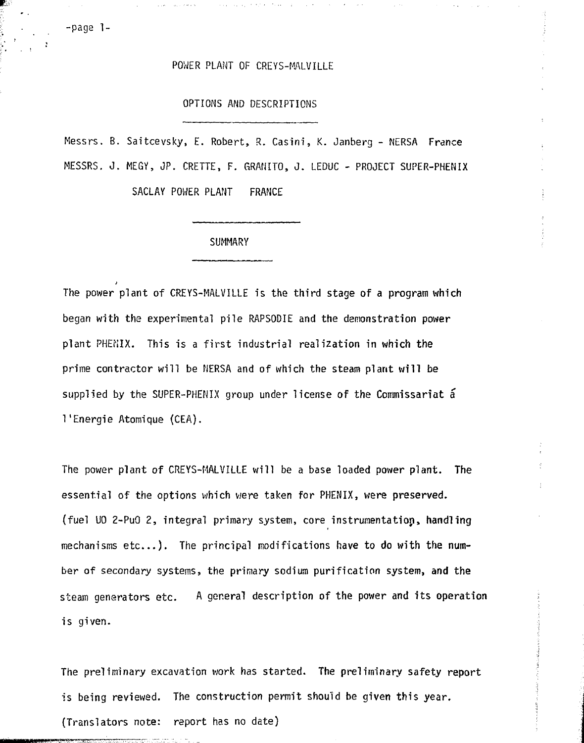# POWER PLANT OF CREYS-MALVILLE

## OPTIONS AND DESCRIPTIONS

Messrs. B. Saitcevsky, E. Robert, R. Casini, K. Janberg - NERSA France

MESSRS. J. MEGY, JP. CRETTE, F. GRANITO, J. LEDUC - PROJECT SUPER-PHENIX

SACLAY POWER PLANT FRANCE

## SUMMARY

The power plant of CREYS-MALVILLE is the third stage of a program which began with the experimental pile RAPSODIE and the demonstration power plant PHENIX. This is a first industrial realization in which the prime contractor will be NERSA and of which the steam plant will be supplied by the SUPER-PHENIX group under license of the Commissariat á l'Energie Atomique (CEA).

The power plant of CREYS-MALVILLE will be a base loaded power plant. The essential of the options which were taken for PHENIX, were preserved. (fuel $UO_2$-$PuO_2$, integral primary system, core instrumentation, handling mechanisms etc...). The principal modifications have to do with the number of secondary systems, the primary sodium purification system, and the steam generators etc. A general description of the power and its operation is given.

The preliminary excavation work has started. The preliminary safety report is being reviewed. The construction permit should be given this year. (Translators note: report has no date)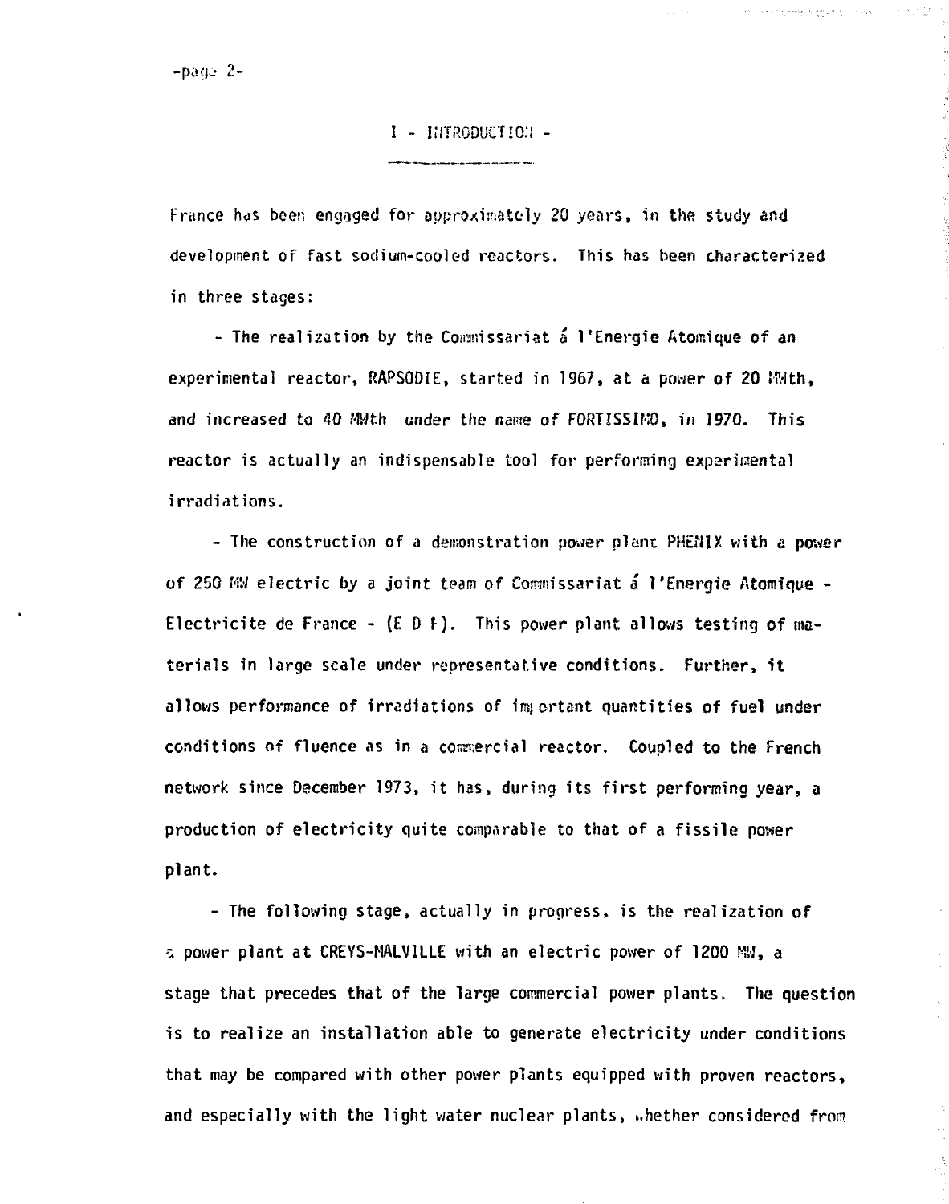## I - INTRODUCTION -

France has been engaged for approximately 20 years, in the study and development of fast sodium-cooled reactors. This has been characterized in three stages:

- The realization by the Commissariat á l'Energie Atomique of an experimental reactor, RAPSODIE, started in 1967, at a power of 20 MWth, and increased to 40 MWth under the name of FORTISSIMO, in 1970. This reactor is actually an indispensable tool for performing experimental irradiations.

- The construction of a demonstration power plant PHENIX with a power of 250 MW electric by a joint team of Commissariat á l'Energie Atomique - Electricite de France - (E D F). This power plant allows testing of materials in large scale under representative conditions. Further, it allows performance of irradiations of important quantities of fuel under conditions of fluence as in a commercial reactor. Coupled to the French network since December 1973, it has, during its first performing year, a production of electricity quite comparable to that of a fissile power plant.

- The following stage, actually in progress, is the realization of a power plant at CREYS-MALVILLE with an electric power of 1200 MW, a stage that precedes that of the large commercial power plants. The question is to realize an installation able to generate electricity under conditions that may be compared with other power plants equipped with proven reactors, and especially with the light water nuclear plants, whether considered from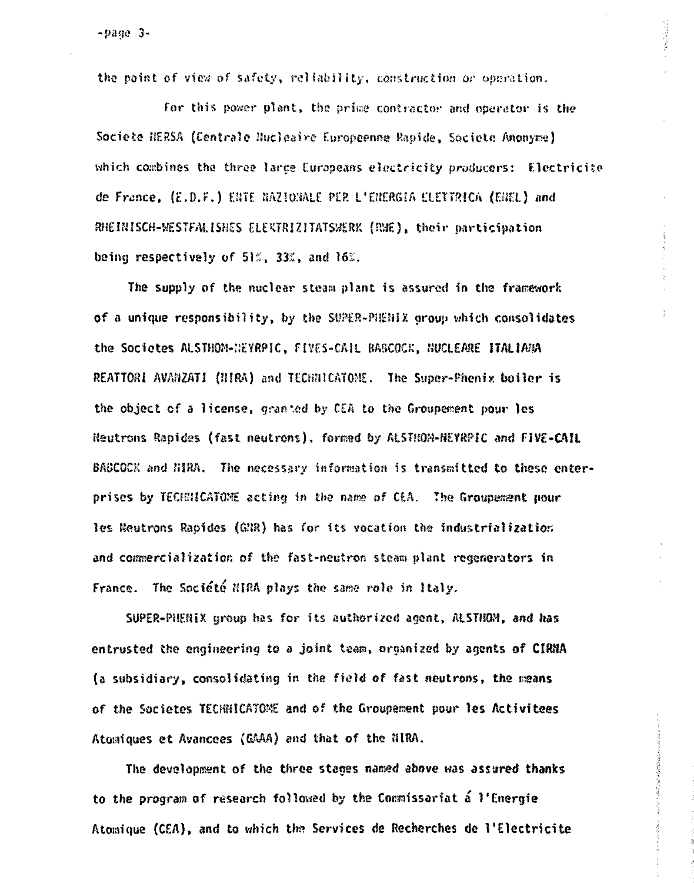the point of view of safety, reliability, construction or operation.

For this power plant, the prime contractor and operator is the Societe NERSA (Centrale Nucleaire Europeenne Rapide, Societe Anonyme) which combines the three large Europeans electricity producers: Electricite de France, (E.D.F.) ENTE NAZIONALE PER L'ENERGIA ELETTRICA (ENEL) and RHEINISCH-WESTFALISHES ELEKTRIZITATSWERK (RWE), their participation being respectively of 51%, 33%, and 16%.

The supply of the nuclear steam plant is assured in the framework of a unique responsibility, by the SUPER-PHENIX group which consolidates the Societes ALSTHOM-NEYRPIC, FIVES-CAIL BABCOCK, NUCLEARE ITALIANA REATTORI AVANZATI (NIRA) and TECHNICATOME. The Super-Phenix boiler is the object of a license, granted by CEA to the Groupement pour les Neutrons Rapides (fast neutrons), formed by ALSTHOM-NEYRPIC and FIVE-CAIL BABCOCK and NIRA. The necessary information is transmitted to these enterprises by TECHNICATOME acting in the name of CEA. The Groupement pour les Neutrons Rapides (GNR) has for its vocation the industrialization and commercialization of the fast-neutron steam plant regenerators in France. The Société NIRA plays the same role in Italy.

SUPER-PHENIX group has for its authorized agent, ALSTHOM, and has entrusted the engineering to a joint team, organized by agents of CIRNA (a subsidiary, consolidating in the field of fast neutrons, the means of the Societes TECHNICATOME and of the Groupement pour les Activitees Atomiques et Avancees (GAAA) and that of the NIRA.

The development of the three stages named above was assured thanks to the program of research followed by the Commissariat á l'Energie Atomique (CEA), and to which the Services de Recherches de l'Electricite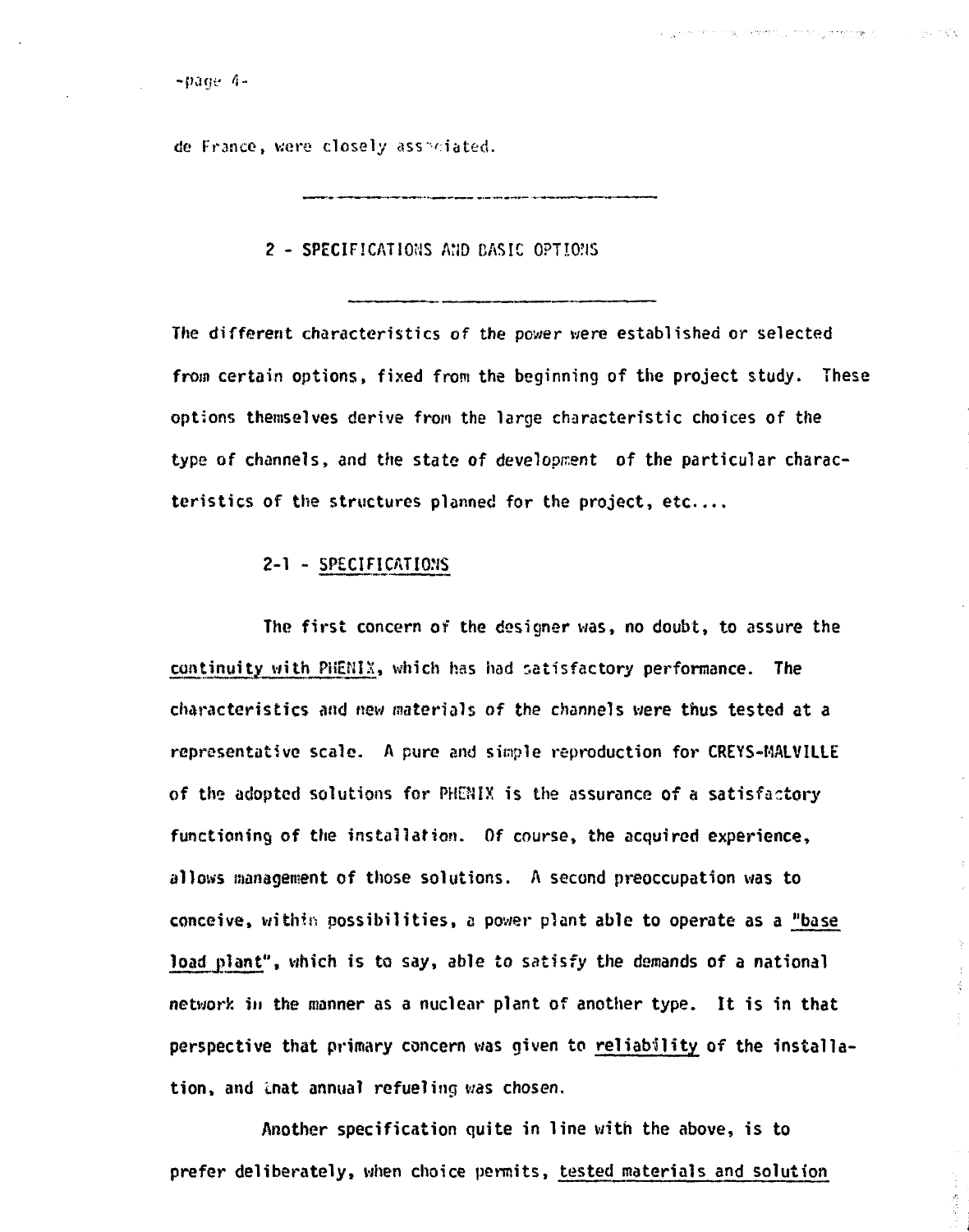de France, were closely associated.

## 2 - SPECIFICATIONS AND BASIC OPTIONS

The different characteristics of the power were established or selected from certain options, fixed from the beginning of the project study. These options themselves derive from the large characteristic choices of the type of channels, and the state of development of the particular characteristics of the structures planned for the project, etc....

### 2-1 - SPECIFICATIONS

The first concern of the designer was, no doubt, to assure the continuity with PHENIX, which has had satisfactory performance. The characteristics and new materials of the channels were thus tested at a representative scale. A pure and simple reproduction for CREYS-MALVILLE of the adopted solutions for PHENIX is the assurance of a satisfactory functioning of the installation. Of course, the acquired experience, allows management of those solutions. A second preoccupation was to conceive, within possibilities, a power plant able to operate as a "base load plant", which is to say, able to satisfy the demands of a national network in the manner as a nuclear plant of another type. It is in that perspective that primary concern was given to reliability of the installation, and that annual refueling was chosen.

Another specification quite in line with the above, is to prefer deliberately, when choice permits, tested materials and solution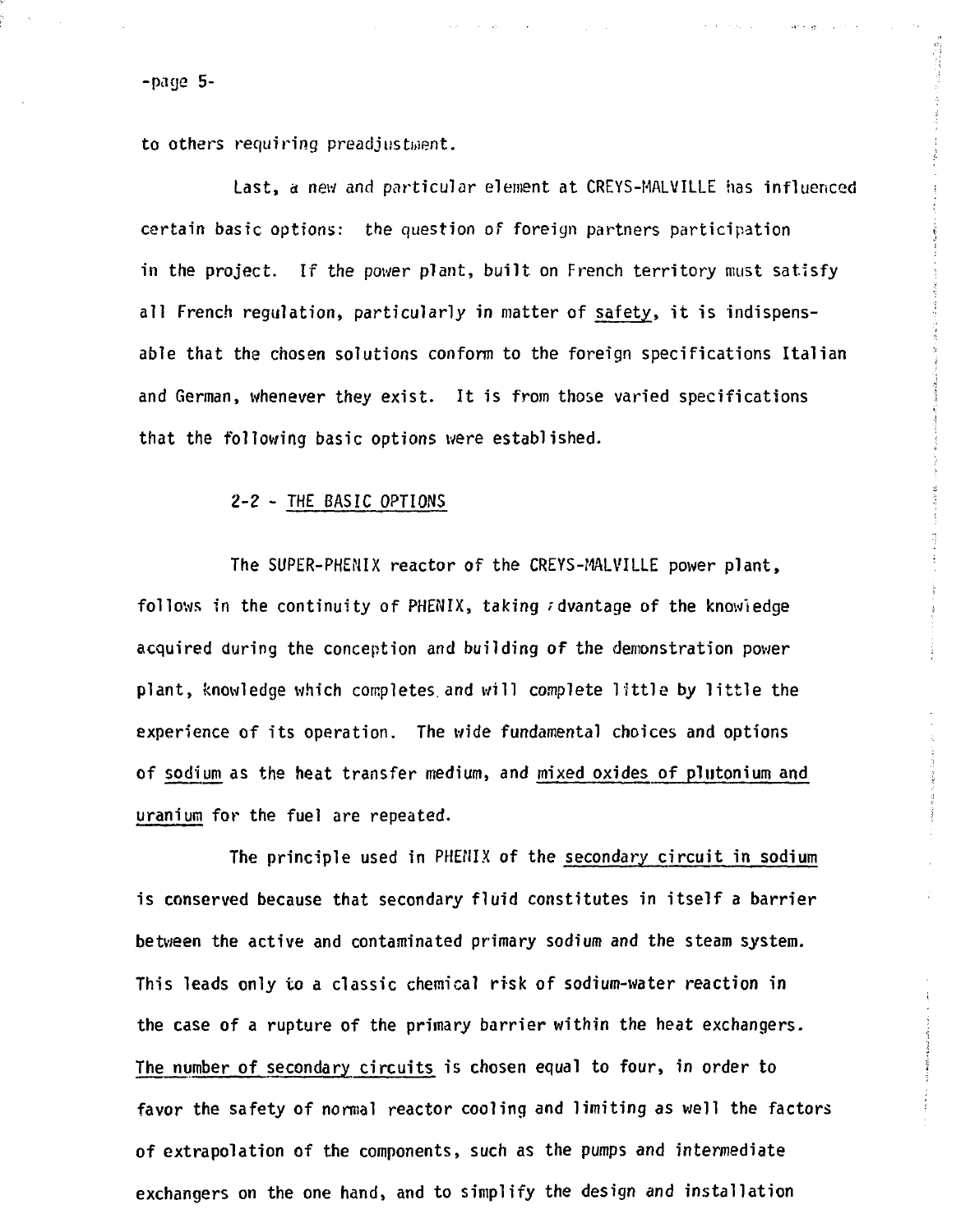to others requiring preadjustment.

Last, a new and particular element at CREYS-MALVILLE has influenced certain basic options: the question of foreign partners participation in the project. If the power plant, built on French territory must satisfy all French regulation, particularly in matter of safety, it is indispensable that the chosen solutions conform to the foreign specifications Italian and German, whenever they exist. It is from those varied specifications that the following basic options were established.

## 2-2 - THE BASIC OPTIONS

The SUPER-PHENIX reactor of the CREYS-MALVILLE power plant, follows in the continuity of PHENIX, taking advantage of the knowledge acquired during the conception and building of the demonstration power plant, knowledge which completes and will complete little by little the experience of its operation. The wide fundamental choices and options of sodium as the heat transfer medium, and mixed oxides of plutonium and uranium for the fuel are repeated.

The principle used in PHENIX of the secondary circuit in sodium is conserved because that secondary fluid constitutes in itself a barrier between the active and contaminated primary sodium and the steam system. This leads only to a classic chemical risk of sodium-water reaction in the case of a rupture of the primary barrier within the heat exchangers. The number of secondary circuits is chosen equal to four, in order to favor the safety of normal reactor cooling and limiting as well the factors of extrapolation of the components, such as the pumps and intermediate exchangers on the one hand, and to simplify the design and installation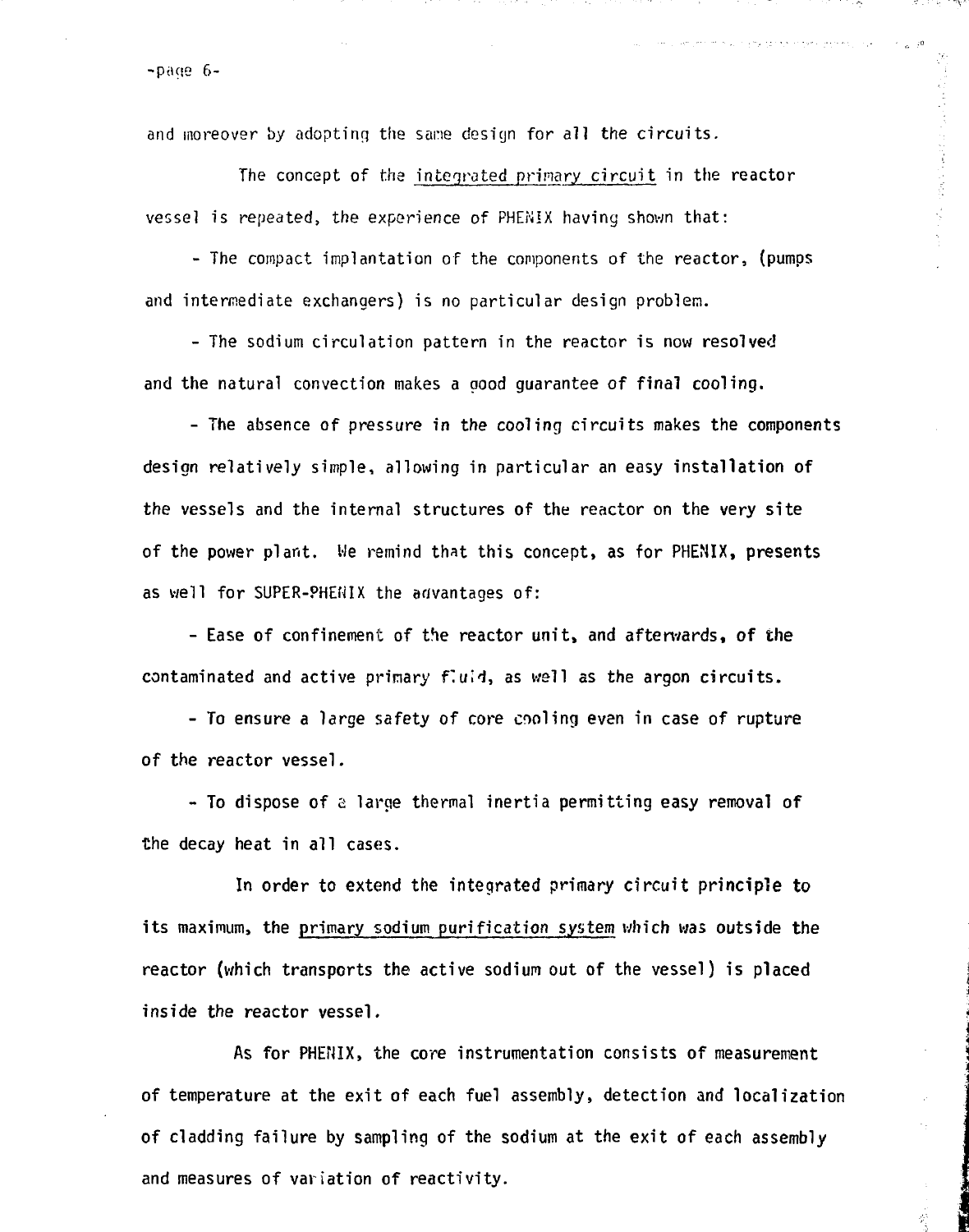and moreover by adopting the same design for all the circuits.

The concept of the integrated primary circuit in the reactor vessel is repeated, the experience of PHENIX having shown that:

- The compact implantation of the components of the reactor, (pumps and intermediate exchangers) is no particular design problem.

- The sodium circulation pattern in the reactor is now resolved and the natural convection makes a good guarantee of final cooling.

- The absence of pressure in the cooling circuits makes the components design relatively simple, allowing in particular an easy installation of the vessels and the internal structures of the reactor on the very site of the power plant. We remind that this concept, as for PHENIX, presents as well for SUPER-PHENIX the advantages of:

- Ease of confinement of the reactor unit, and afterwards, of the contaminated and active primary fluid, as well as the argon circuits.

- To ensure a large safety of core cooling even in case of rupture of the reactor vessel.

- To dispose of a large thermal inertia permitting easy removal of the decay heat in all cases.

In order to extend the integrated primary circuit principle to its maximum, the primary sodium purification system which was outside the reactor (which transports the active sodium out of the vessel) is placed inside the reactor vessel.

As for PHENIX, the core instrumentation consists of measurement of temperature at the exit of each fuel assembly, detection and localization of cladding failure by sampling of the sodium at the exit of each assembly and measures of variation of reactivity.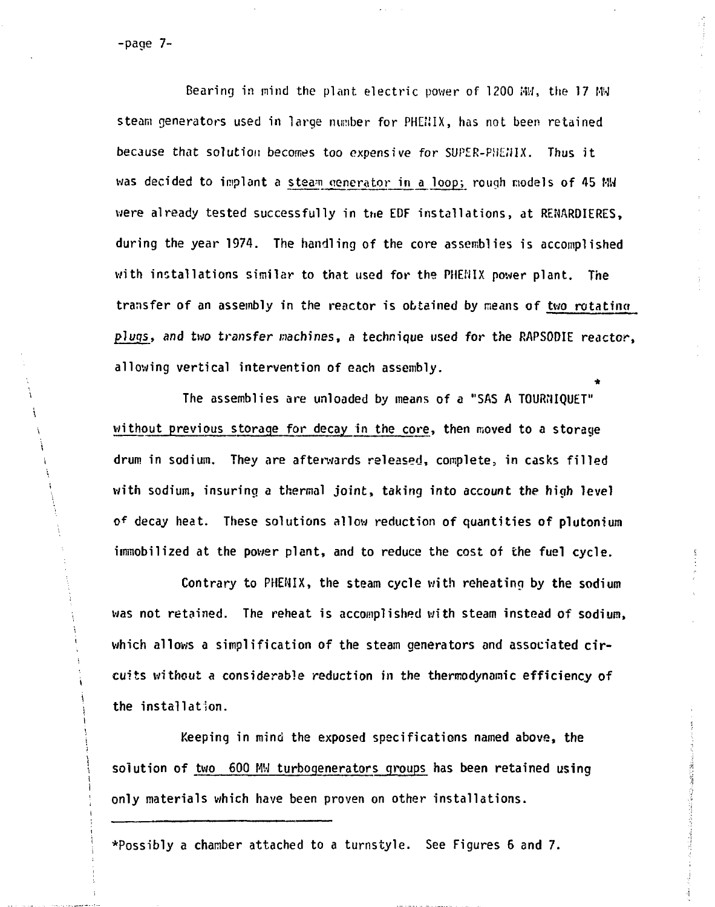Bearing in mind the plant electric power of 1200 MW, the 17 MW steam generators used in large number for PHENIX, has not been retained because that solution becomes too expensive for SUPER-PHENIX. Thus it was decided to implant a <u>steam generator in a loop</u>; rough models of 45 MW were already tested successfully in the EDF installations, at RENARDIERES, during the year 1974. The handling of the core assemblies is accomplished with installations similar to that used for the PHENIX power plant. The transfer of an assembly in the reactor is obtained by means of <u>two rotating plugs</u>, and two transfer machines, a technique used for the RAPSODIE reactor, allowing vertical intervention of each assembly.

The assemblies are unloaded by means of a "SAS A TOURNIQUET"* <u>without previous storage for decay in the core</u>, then moved to a storage drum in sodium. They are afterwards released, complete, in casks filled with sodium, insuring a thermal joint, taking into account the high level of decay heat. These solutions allow reduction of quantities of plutonium immobilized at the power plant, and to reduce the cost of the fuel cycle.

Contrary to PHENIX, the steam cycle with reheating by the sodium was not retained. The reheat is accomplished with steam instead of sodium, which allows a simplification of the steam generators and associated circuits without a considerable reduction in the thermodynamic efficiency of the installation.

Keeping in mind the exposed specifications named above, the solution of <u>two 600 MW turbogenerators groups</u> has been retained using only materials which have been proven on other installations.

---

*Possibly a chamber attached to a turnstyle. See Figures 6 and 7.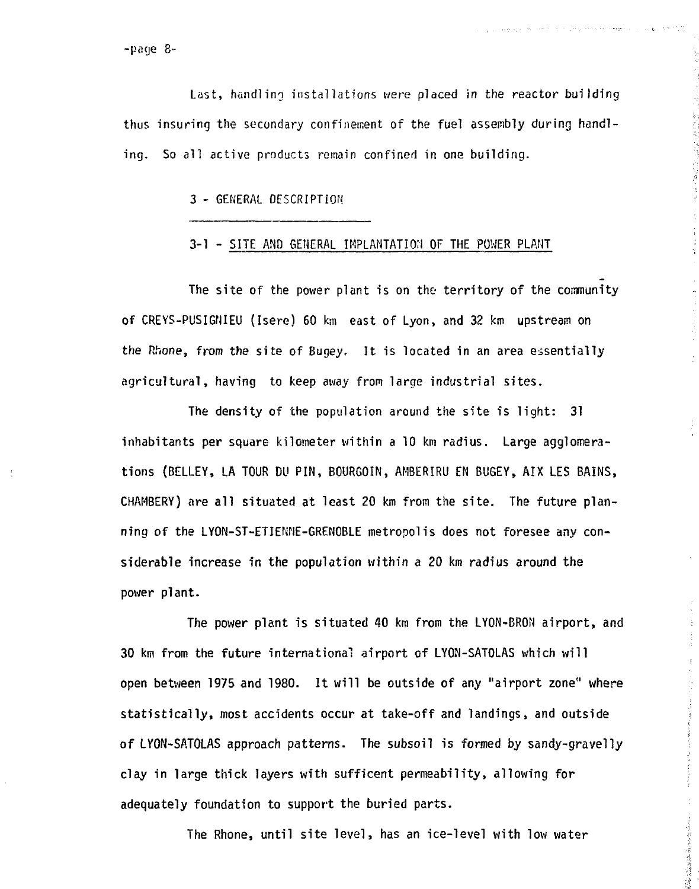Last, handling installations were placed in the reactor building thus insuring the secondary confinement of the fuel assembly during handling. So all active products remain confined in one building.

## 3 - GENERAL DESCRIPTION

### 3-1 - SITE AND GENERAL IMPLANTATION OF THE POWER PLANT

The site of the power plant is on the territory of the community of CREYS-PUSIGNIEU (Isere) 60 km east of Lyon, and 32 km upstream on the Rhone, from the site of Bugey. It is located in an area essentially agricultural, having to keep away from large industrial sites.

The density of the population around the site is light: 31 inhabitants per square kilometer within a 10 km radius. Large agglomerations (BELLEY, LA TOUR DU PIN, BOURGOIN, AMBERIRU EN BUGEY, AIX LES BAINS, CHAMBERY) are all situated at least 20 km from the site. The future planning of the LYON-ST-ETIENNE-GRENOBLE metropolis does not foresee any considerable increase in the population within a 20 km radius around the power plant.

The power plant is situated 40 km from the LYON-BRON airport, and 30 km from the future international airport of LYON-SATOLAS which will open between 1975 and 1980. It will be outside of any "airport zone" where statistically, most accidents occur at take-off and landings, and outside of LYON-SATOLAS approach patterns. The subsoil is formed by sandy-gravelly clay in large thick layers with sufficent permeability, allowing for adequately foundation to support the buried parts.

The Rhone, until site level, has an ice-level with low water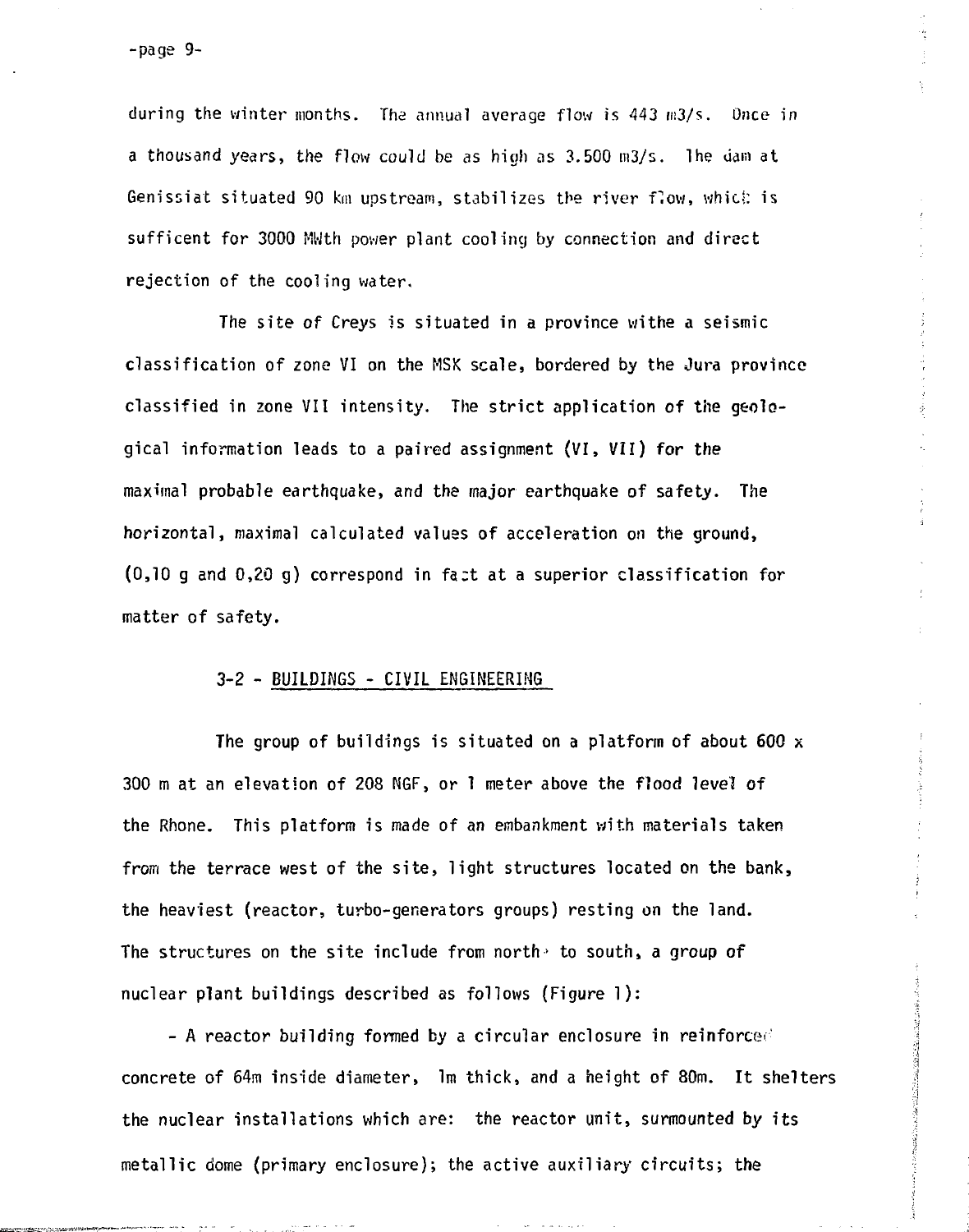during the winter months. The annual average flow is 443 m3/s. Once in a thousand years, the flow could be as high as 3.500 m3/s. The dam at Genissiat situated 90 km upstream, stabilizes the river flow, which is sufficent for 3000 MWth power plant cooling by connection and direct rejection of the cooling water.

The site of Creys is situated in a province withe a seismic classification of zone VI on the MSK scale, bordered by the Jura province classified in zone VII intensity. The strict application of the geological information leads to a paired assignment (VI, VII) for the maximal probable earthquake, and the major earthquake of safety. The horizontal, maximal calculated values of acceleration on the ground, (0,10 g and 0,20 g) correspond in fact at a superior classification for matter of safety.

## 3-2 - BUILDINGS - CIVIL ENGINEERING

The group of buildings is situated on a platform of about 600 x 300 m at an elevation of 208 NGF, or 1 meter above the flood level of the Rhone. This platform is made of an embankment with materials taken from the terrace west of the site, light structures located on the bank, the heaviest (reactor, turbo-generators groups) resting on the land. The structures on the site include from north to south, a group of nuclear plant buildings described as follows (Figure 1):

- A reactor building formed by a circular enclosure in reinforced concrete of 64m inside diameter, 1m thick, and a height of 80m. It shelters the nuclear installations which are: the reactor unit, surmounted by its metallic dome (primary enclosure); the active auxiliary circuits; the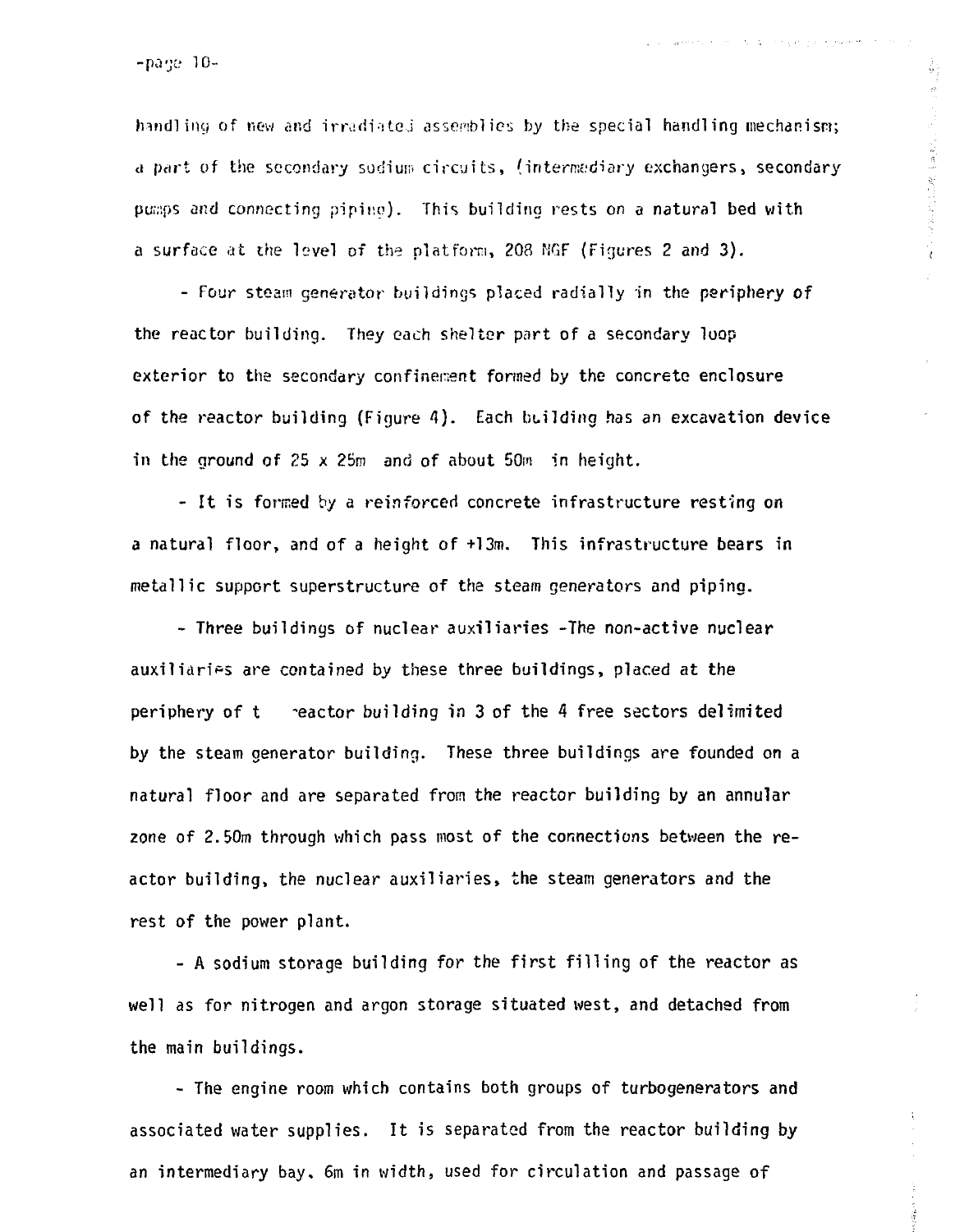handling of new and irradiated assemblies by the special handling mechanism; a part of the secondary sodium circuits, (intermediary exchangers, secondary pumps and connecting piping). This building rests on a natural bed with a surface at the level of the platform, 208 NGF (Figures 2 and 3).

- Four steam generator buildings placed radially in the periphery of the reactor building. They each shelter part of a secondary loop exterior to the secondary confinement formed by the concrete enclosure of the reactor building (Figure 4). Each building has an excavation device in the ground of 25 x 25m and of about 50m in height.

- It is formed by a reinforced concrete infrastructure resting on a natural floor, and of a height of +13m. This infrastructure bears in metallic support superstructure of the steam generators and piping.

- Three buildings of nuclear auxiliaries -The non-active nuclear auxiliaries are contained by these three buildings, placed at the periphery of t reactor building in 3 of the 4 free sectors delimited by the steam generator building. These three buildings are founded on a natural floor and are separated from the reactor building by an annular zone of 2.50m through which pass most of the connections between the reactor building, the nuclear auxiliaries, the steam generators and the rest of the power plant.

- A sodium storage building for the first filling of the reactor as well as for nitrogen and argon storage situated west, and detached from the main buildings.

- The engine room which contains both groups of turbogenerators and associated water supplies. It is separated from the reactor building by an intermediary bay, 6m in width, used for circulation and passage of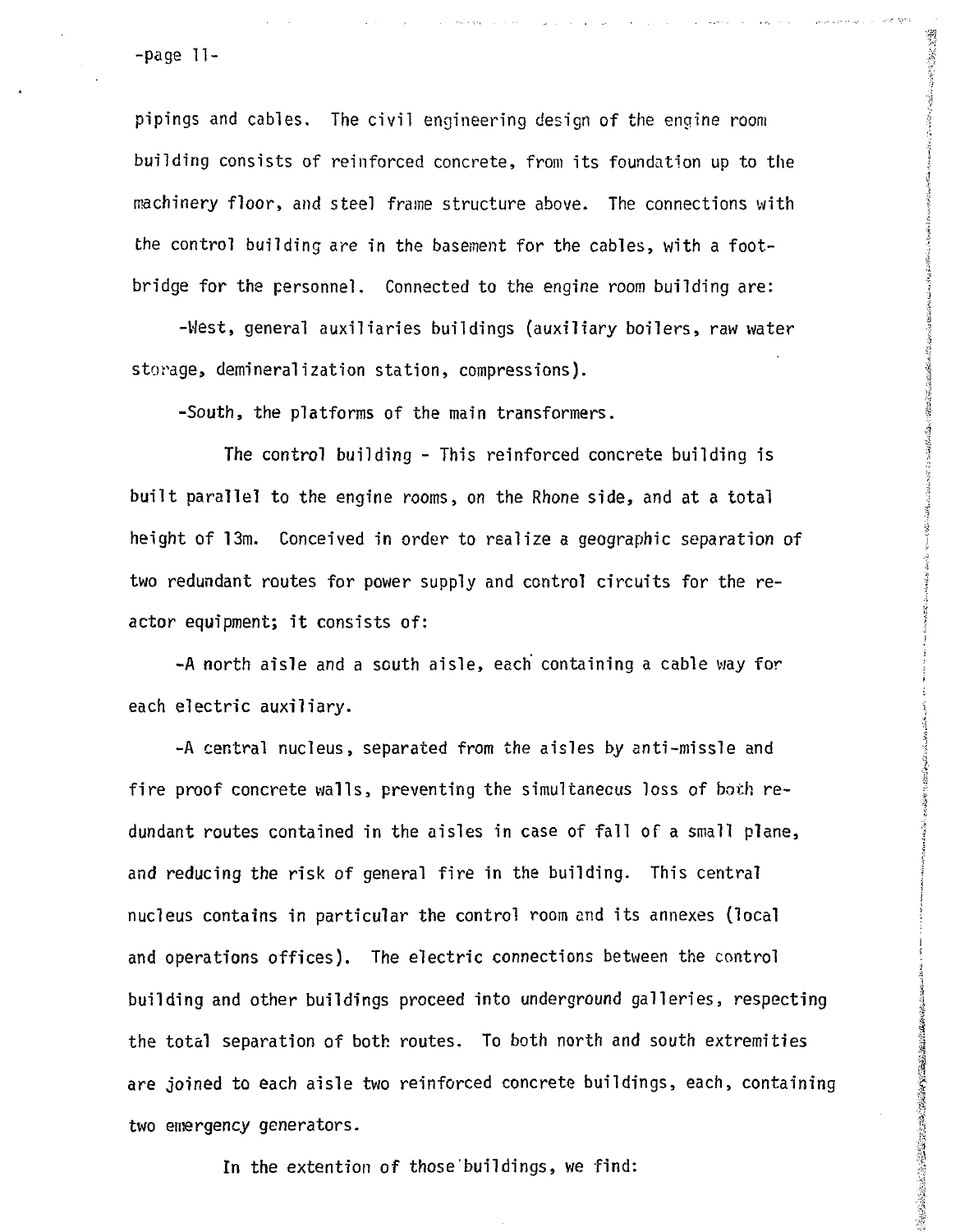pipings and cables. The civil engineering design of the engine room building consists of reinforced concrete, from its foundation up to the machinery floor, and steel frame structure above. The connections with the control building are in the basement for the cables, with a footbridge for the personnel. Connected to the engine room building are:

-West, general auxiliaries buildings (auxiliary boilers, raw water storage, demineralization station, compressions).

-South, the platforms of the main transformers.

The control building - This reinforced concrete building is built parallel to the engine rooms, on the Rhone side, and at a total height of 13m. Conceived in order to realize a geographic separation of two redundant routes for power supply and control circuits for the reactor equipment; it consists of:

-A north aisle and a south aisle, each containing a cable way for each electric auxiliary.

-A central nucleus, separated from the aisles by anti-missle and fire proof concrete walls, preventing the simultaneous loss of both redundant routes contained in the aisles in case of fall of a small plane, and reducing the risk of general fire in the building. This central nucleus contains in particular the control room and its annexes (local and operations offices). The electric connections between the control building and other buildings proceed into underground galleries, respecting the total separation of both routes. To both north and south extremities are joined to each aisle two reinforced concrete buildings, each, containing two emergency generators.

In the extention of those buildings, we find: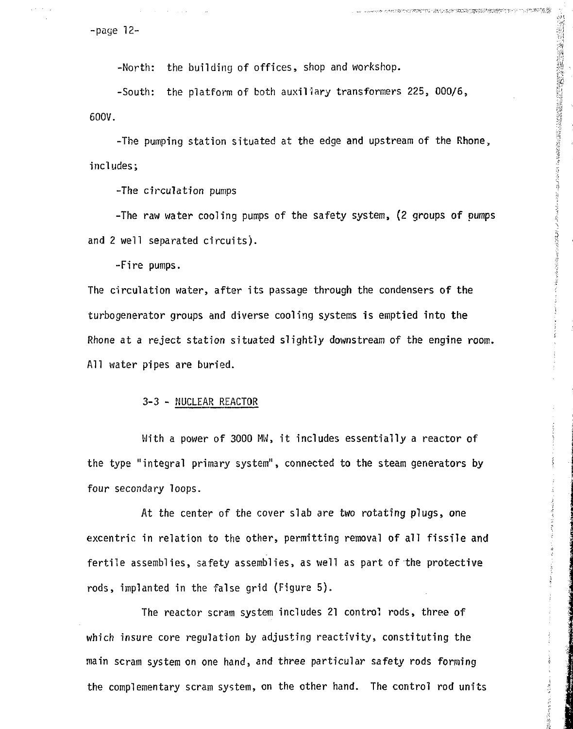-North: the building of offices, shop and workshop.

-South: the platform of both auxiliary transformers 225, 000/6, 600V.

-The pumping station situated at the edge and upstream of the Rhone, includes;

-The circulation pumps

-The raw water cooling pumps of the safety system, (2 groups of pumps and 2 well separated circuits).

-Fire pumps.

The circulation water, after its passage through the condensers of the turbogenerator groups and diverse cooling systems is emptied into the Rhone at a reject station situated slightly downstream of the engine room. All water pipes are buried.

### 3-3 - NUCLEAR REACTOR

With a power of 3000 MW, it includes essentially a reactor of the type "integral primary system", connected to the steam generators by four secondary loops.

At the center of the cover slab are two rotating plugs, one excentric in relation to the other, permitting removal of all fissile and fertile assemblies, safety assemblies, as well as part of the protective rods, implanted in the false grid (Figure 5).

The reactor scram system includes 21 control rods, three of which insure core regulation by adjusting reactivity, constituting the main scram system on one hand, and three particular safety rods forming the complementary scram system, on the other hand. The control rod units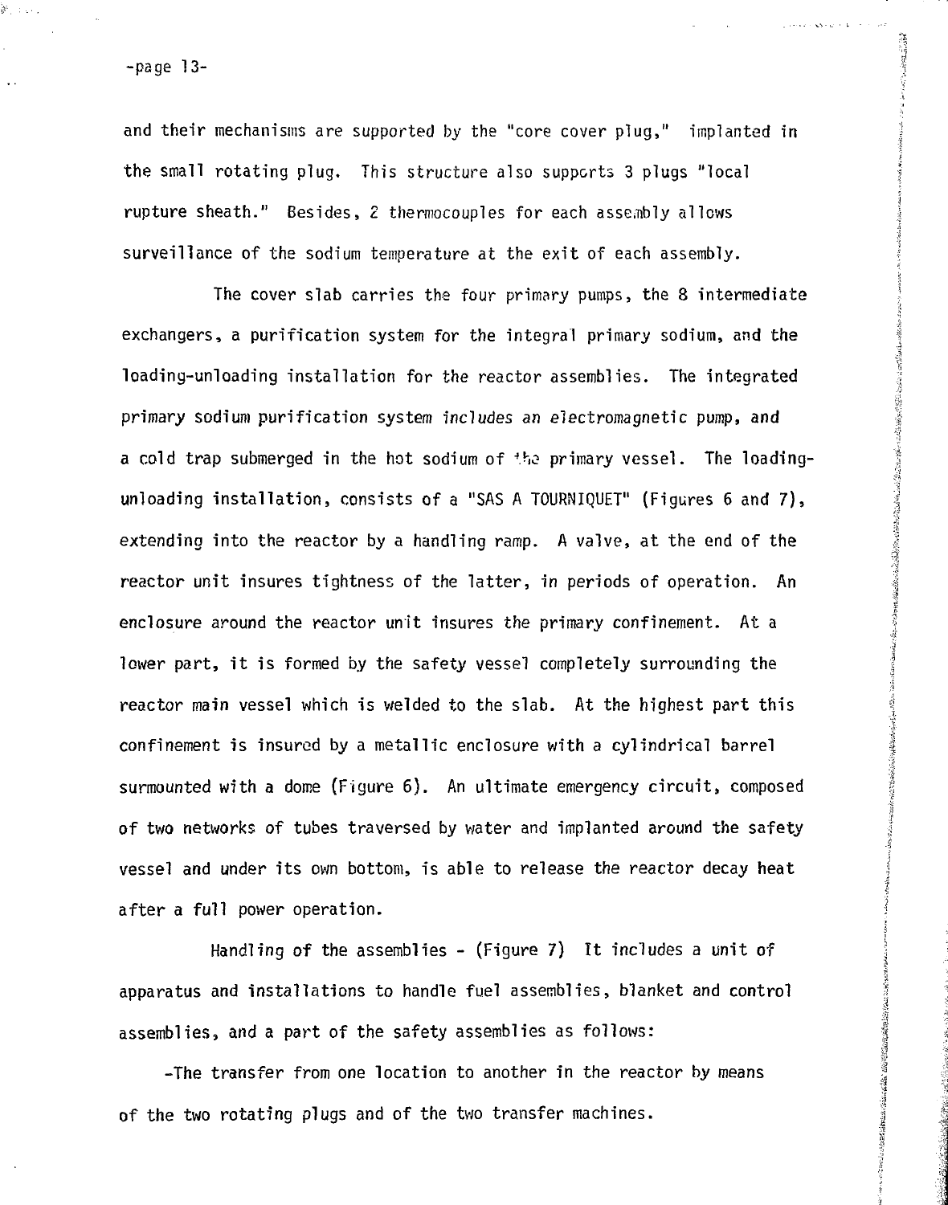and their mechanisms are supported by the "core cover plug," implanted in the small rotating plug. This structure also supports 3 plugs "local rupture sheath." Besides, 2 thermocouples for each assembly allows surveillance of the sodium temperature at the exit of each assembly.

The cover slab carries the four primary pumps, the 8 intermediate exchangers, a purification system for the integral primary sodium, and the loading-unloading installation for the reactor assemblies. The integrated primary sodium purification system includes an electromagnetic pump, and a cold trap submerged in the hot sodium of the primary vessel. The loading-unloading installation, consists of a "SAS A TOURNIQUET" (Figures 6 and 7), extending into the reactor by a handling ramp. A valve, at the end of the reactor unit insures tightness of the latter, in periods of operation. An enclosure around the reactor unit insures the primary confinement. At a lower part, it is formed by the safety vessel completely surrounding the reactor main vessel which is welded to the slab. At the highest part this confinement is insured by a metallic enclosure with a cylindrical barrel surmounted with a dome (Figure 6). An ultimate emergency circuit, composed of two networks of tubes traversed by water and implanted around the safety vessel and under its own bottom, is able to release the reactor decay heat after a full power operation.

Handling of the assemblies - (Figure 7) It includes a unit of apparatus and installations to handle fuel assemblies, blanket and control assemblies, and a part of the safety assemblies as follows:

-The transfer from one location to another in the reactor by means of the two rotating plugs and of the two transfer machines.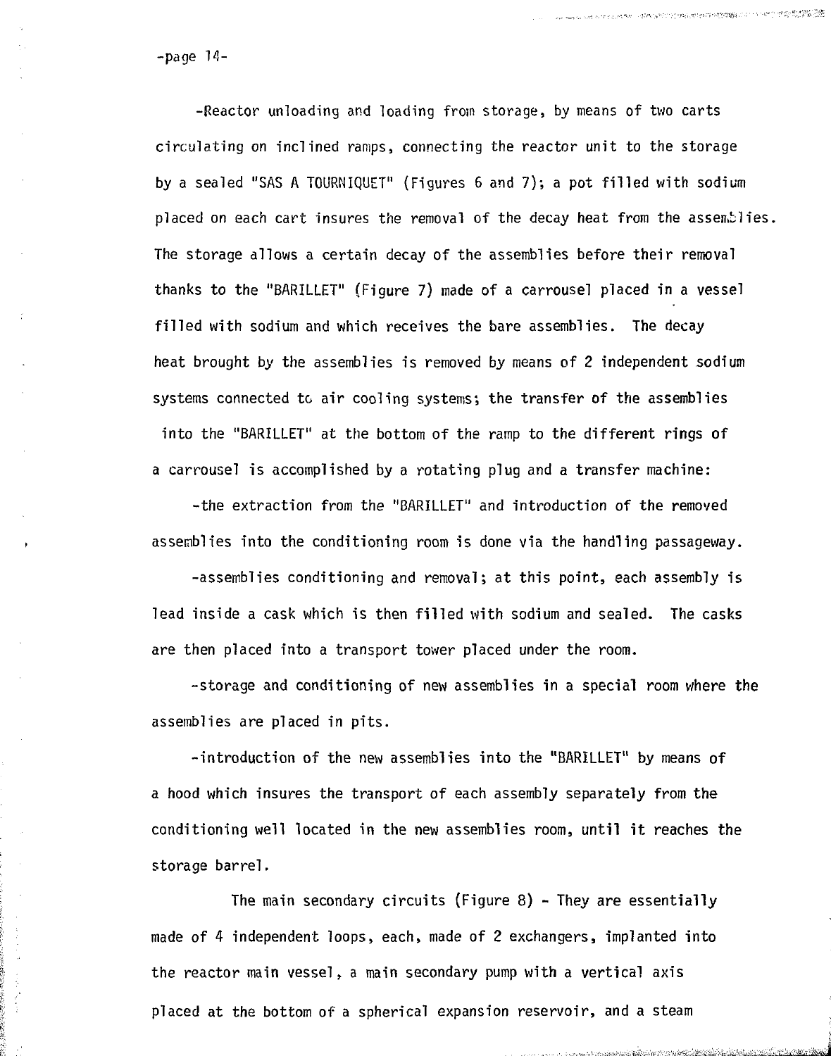-Reactor unloading and loading from storage, by means of two carts circulating on inclined ramps, connecting the reactor unit to the storage by a sealed "SAS A TOURNIQUET" (Figures 6 and 7); a pot filled with sodium placed on each cart insures the removal of the decay heat from the assemblies. The storage allows a certain decay of the assemblies before their removal thanks to the "BARILLET" (Figure 7) made of a carrousel placed in a vessel filled with sodium and which receives the bare assemblies. The decay heat brought by the assemblies is removed by means of 2 independent sodium systems connected to air cooling systems; the transfer of the assemblies into the "BARILLET" at the bottom of the ramp to the different rings of a carrousel is accomplished by a rotating plug and a transfer machine:

-the extraction from the "BARILLET" and introduction of the removed assemblies into the conditioning room is done via the handling passageway.

-assemblies conditioning and removal; at this point, each assembly is lead inside a cask which is then filled with sodium and sealed. The casks are then placed into a transport tower placed under the room.

-storage and conditioning of new assemblies in a special room where the assemblies are placed in pits.

-introduction of the new assemblies into the "BARILLET" by means of a hood which insures the transport of each assembly separately from the conditioning well located in the new assemblies room, until it reaches the storage barrel.

The main secondary circuits (Figure 8) - They are essentially made of 4 independent loops, each, made of 2 exchangers, implanted into the reactor main vessel, a main secondary pump with a vertical axis placed at the bottom of a spherical expansion reservoir, and a steam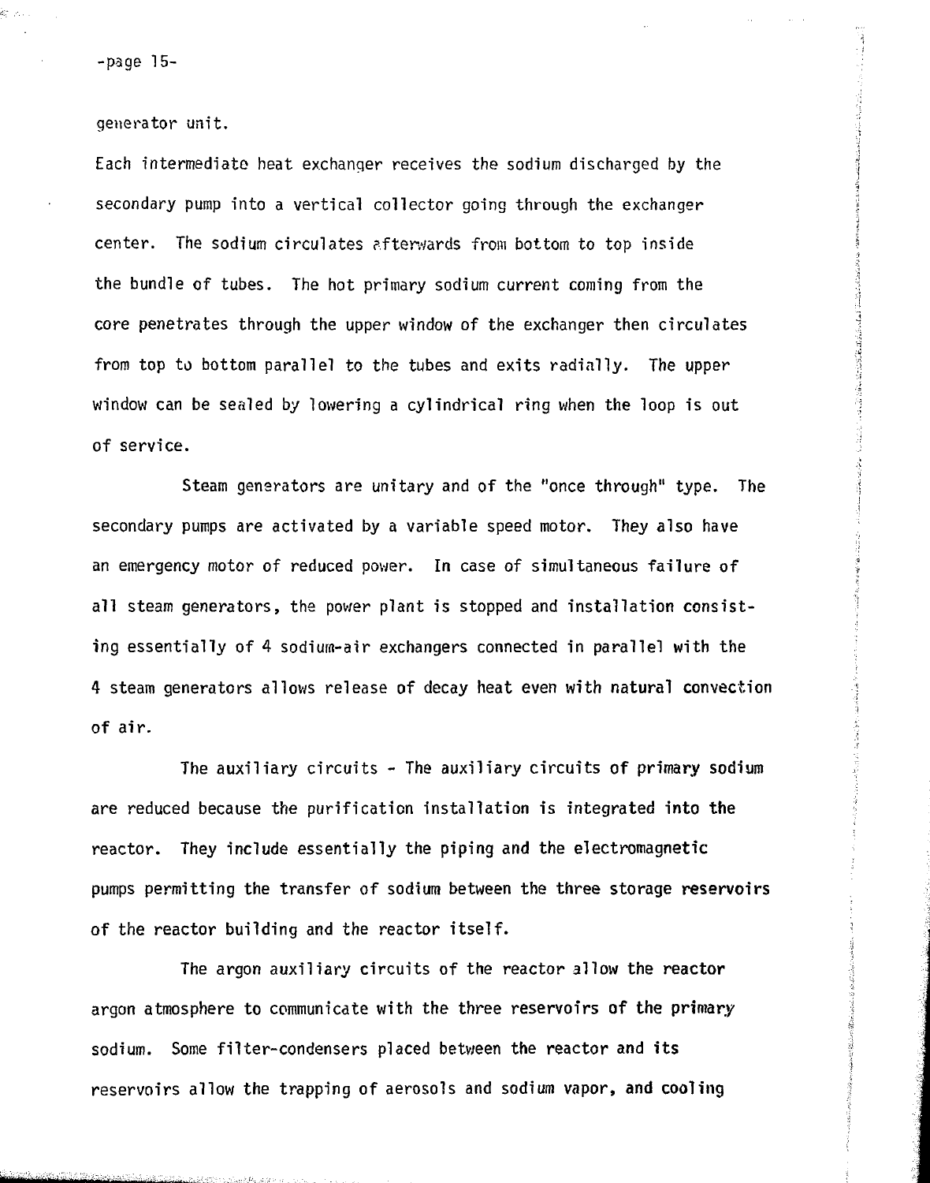generator unit.

Each intermediate heat exchanger receives the sodium discharged by the secondary pump into a vertical collector going through the exchanger center. The sodium circulates afterwards from bottom to top inside the bundle of tubes. The hot primary sodium current coming from the core penetrates through the upper window of the exchanger then circulates from top to bottom parallel to the tubes and exits radially. The upper window can be sealed by lowering a cylindrical ring when the loop is out of service.

Steam generators are unitary and of the "once through" type. The secondary pumps are activated by a variable speed motor. They also have an emergency motor of reduced power. In case of simultaneous failure of all steam generators, the power plant is stopped and installation consisting essentially of 4 sodium-air exchangers connected in parallel with the 4 steam generators allows release of decay heat even with natural convection of air.

The auxiliary circuits - The auxiliary circuits of primary sodium are reduced because the purification installation is integrated into the reactor. They include essentially the piping and the electromagnetic pumps permitting the transfer of sodium between the three storage reservoirs of the reactor building and the reactor itself.

The argon auxiliary circuits of the reactor allow the reactor argon atmosphere to communicate with the three reservoirs of the primary sodium. Some filter-condensers placed between the reactor and its reservoirs allow the trapping of aerosols and sodium vapor, and cooling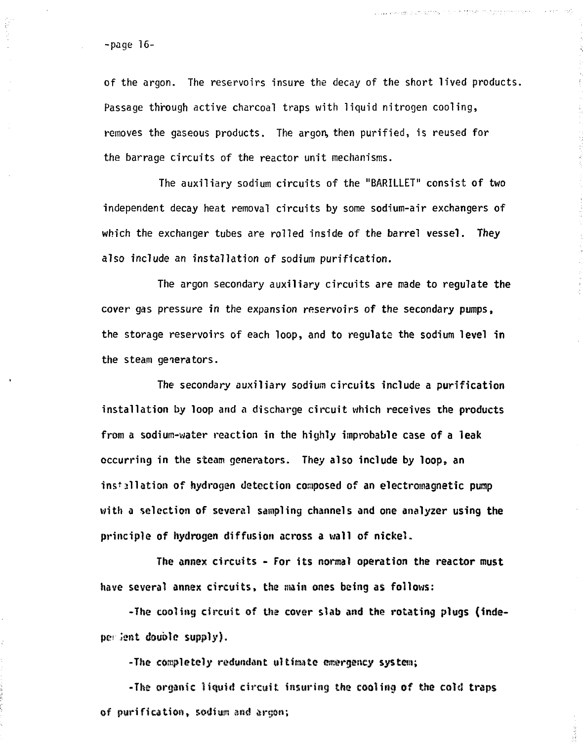of the argon. The reservoirs insure the decay of the short lived products. Passage through active charcoal traps with liquid nitrogen cooling, removes the gaseous products. The argon, then purified, is reused for the barrage circuits of the reactor unit mechanisms.

The auxiliary sodium circuits of the "BARILLET" consist of two independent decay heat removal circuits by some sodium-air exchangers of which the exchanger tubes are rolled inside of the barrel vessel. They also include an installation of sodium purification.

The argon secondary auxiliary circuits are made to regulate the cover gas pressure in the expansion reservoirs of the secondary pumps, the storage reservoirs of each loop, and to regulate the sodium level in the steam generators.

The secondary auxiliary sodium circuits include a purification installation by loop and a discharge circuit which receives the products from a sodium-water reaction in the highly improbable case of a leak occurring in the steam generators. They also include by loop, an installation of hydrogen detection composed of an electromagnetic pump with a selection of several sampling channels and one analyzer using the principle of hydrogen diffusion across a wall of nickel.

The annex circuits - For its normal operation the reactor must have several annex circuits, the main ones being as follows:

-The cooling circuit of the cover slab and the rotating plugs (independent double supply).

-The completely redundant ultimate emergency system;

-The organic liquid circuit insuring the cooling of the cold traps of purification, sodium and argon;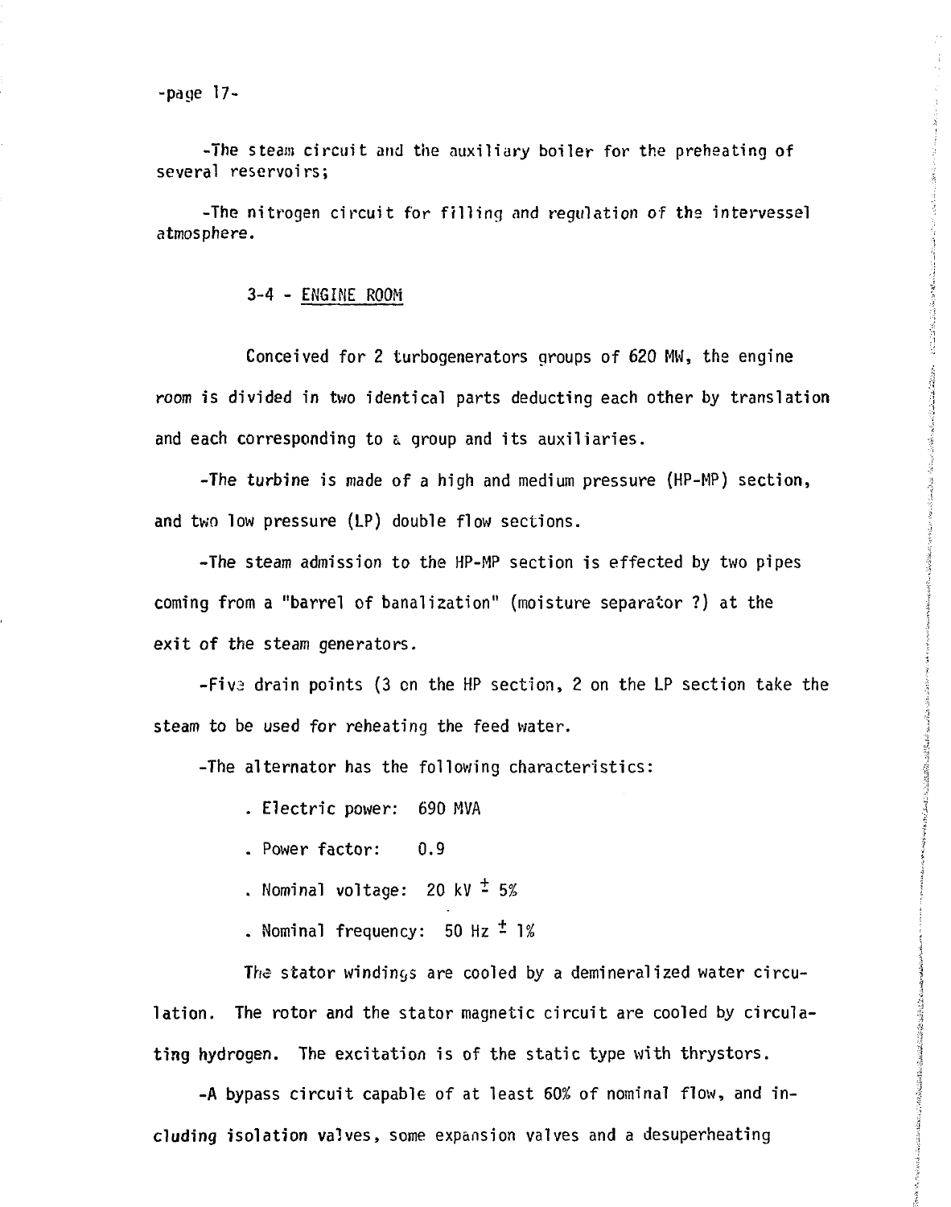-The steam circuit and the auxiliary boiler for the preheating of several reservoirs;

-The nitrogen circuit for filling and regulation of the intervessel atmosphere.

### 3-4 - ENGINE ROOM

Conceived for 2 turbogenerators groups of 620 MW, the engine room is divided in two identical parts deducting each other by translation and each corresponding to a group and its auxiliaries.

-The turbine is made of a high and medium pressure (HP-MP) section, and two low pressure (LP) double flow sections.

-The steam admission to the HP-MP section is effected by two pipes coming from a "barrel of banalization" (moisture separator ?) at the exit of the steam generators.

-Five drain points (3 on the HP section, 2 on the LP section take the steam to be used for reheating the feed water.

-The alternator has the following characteristics:

- Electric power: 690 MVA
- Power factor: 0.9
- Nominal voltage: 20 kV $\pm$ 5%
- Nominal frequency: 50 Hz $\pm$ 1%

The stator windings are cooled by a demineralized water circulation. The rotor and the stator magnetic circuit are cooled by circulating hydrogen. The excitation is of the static type with thrystors.

-A bypass circuit capable of at least 60% of nominal flow, and including isolation valves, some expansion valves and a desuperheating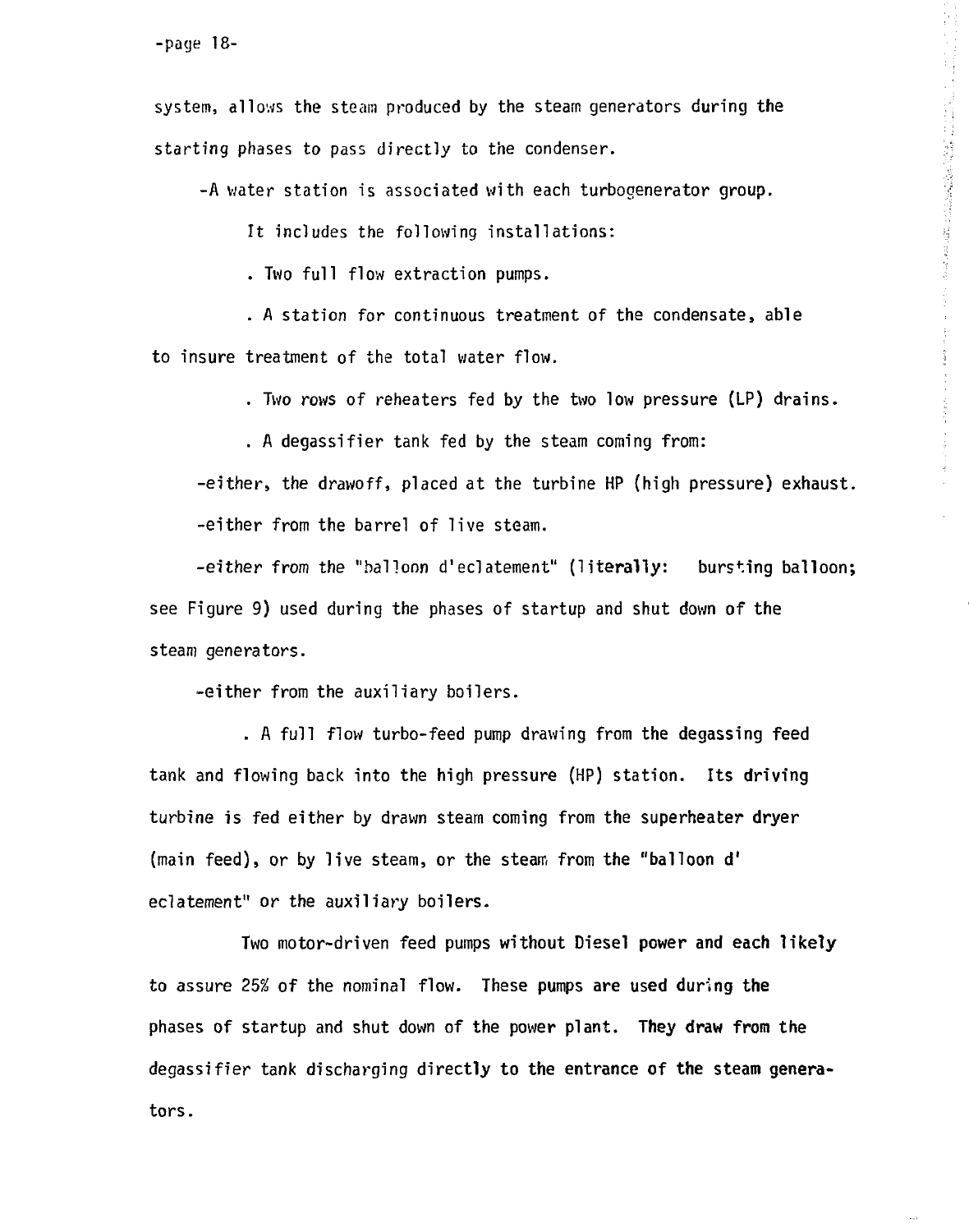system, allows the steam produced by the steam generators during the starting phases to pass directly to the condenser.

-A water station is associated with each turbogenerator group.

It includes the following installations:

. Two full flow extraction pumps.

. A station for continuous treatment of the condensate, able to insure treatment of the total water flow.

. Two rows of reheaters fed by the two low pressure (LP) drains.

. A degassifier tank fed by the steam coming from:

-either, the drawoff, placed at the turbine HP (high pressure) exhaust.

-either from the barrel of live steam.

-either from the "balloon d'eclatement" (literally: bursting balloon; see Figure 9) used during the phases of startup and shut down of the steam generators.

-either from the auxiliary boilers.

. A full flow turbo-feed pump drawing from the degassing feed tank and flowing back into the high pressure (HP) station. Its driving turbine is fed either by drawn steam coming from the superheater dryer (main feed), or by live steam, or the steam from the "balloon d' eclatement" or the auxiliary boilers.

Two motor-driven feed pumps without Diesel power and each likely to assure 25% of the nominal flow. These pumps are used during the phases of startup and shut down of the power plant. They draw from the degassifier tank discharging directly to the entrance of the steam generators.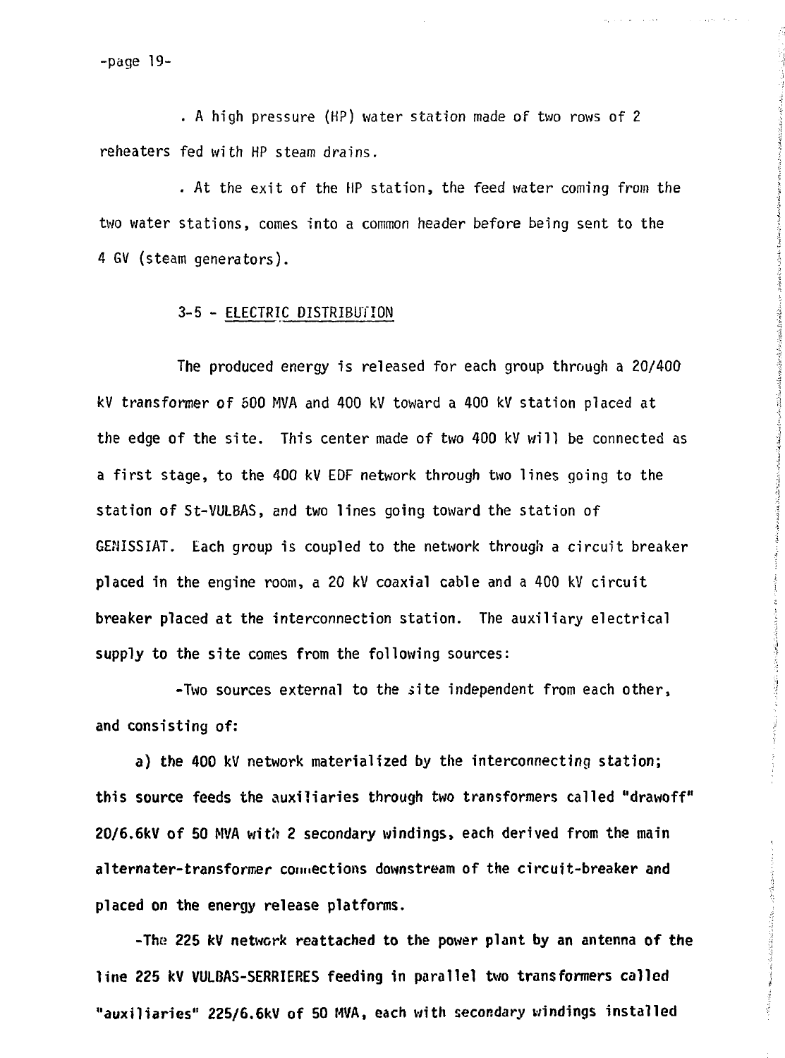. A high pressure (HP) water station made of two rows of 2 reheaters fed with HP steam drains.

. At the exit of the HP station, the feed water coming from the two water stations, comes into a common header before being sent to the 4 GV (steam generators).

### 3-5 - ELECTRIC DISTRIBUTION

The produced energy is released for each group through a 20/400 kV transformer of 500 MVA and 400 kV toward a 400 kV station placed at the edge of the site. This center made of two 400 kV will be connected as a first stage, to the 400 kV EDF network through two lines going to the station of St-VULBAS, and two lines going toward the station of GENISSIAT. Each group is coupled to the network through a circuit breaker placed in the engine room, a 20 kV coaxial cable and a 400 kV circuit breaker placed at the interconnection station. The auxiliary electrical supply to the site comes from the following sources:

-Two sources external to the site independent from each other, and consisting of:

a) the 400 kV network materialized by the interconnecting station; this source feeds the auxiliaries through two transformers called "drawoff" 20/6.6kV of 50 MVA with 2 secondary windings, each derived from the main alternater-transformer connections downstream of the circuit-breaker and placed on the energy release platforms.

-The 225 kV network reattached to the power plant by an antenna of the line 225 kV VULBAS-SERRIERES feeding in parallel two transformers called "auxiliaries" 225/6.6kV of 50 MVA, each with secondary windings installed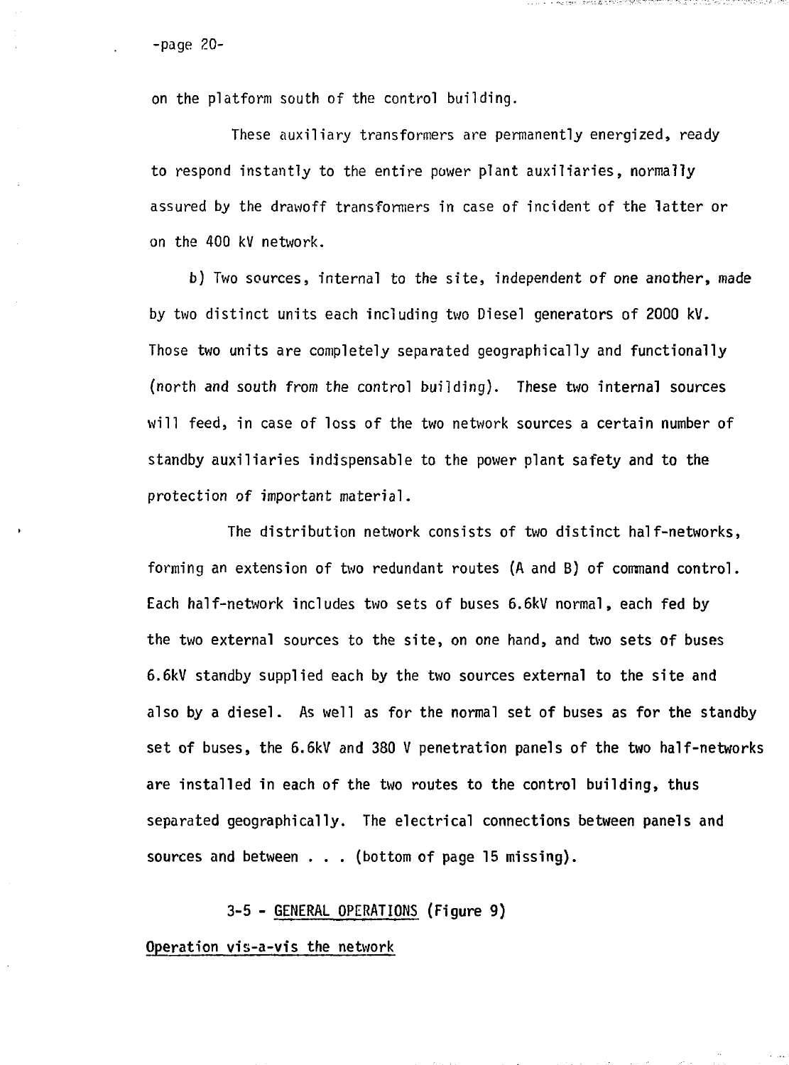on the platform south of the control building.

These auxiliary transformers are permanently energized, ready to respond instantly to the entire power plant auxiliaries, normally assured by the drawoff transformers in case of incident of the latter or on the 400 kV network.

b) Two sources, internal to the site, independent of one another, made by two distinct units each including two Diesel generators of 2000 kV. Those two units are completely separated geographically and functionally (north and south from the control building). These two internal sources will feed, in case of loss of the two network sources a certain number of standby auxiliaries indispensable to the power plant safety and to the protection of important material.

The distribution network consists of two distinct half-networks, forming an extension of two redundant routes (A and B) of command control. Each half-network includes two sets of buses 6.6kV normal, each fed by the two external sources to the site, on one hand, and two sets of buses 6.6kV standby supplied each by the two sources external to the site and also by a diesel. As well as for the normal set of buses as for the standby set of buses, the 6.6kV and 380 V penetration panels of the two half-networks are installed in each of the two routes to the control building, thus separated geographically. The electrical connections between panels and sources and between . . . (bottom of page 15 missing).

3-5 - <u>GENERAL OPERATIONS</u> (Figure 9)

<u>Operation vis-a-vis the network</u>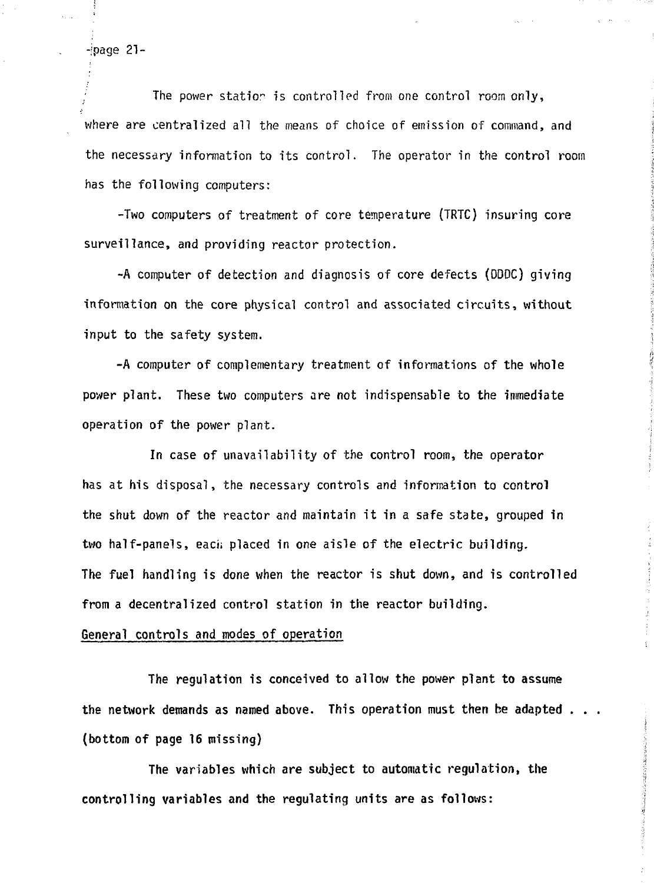The power station is controlled from one control room only, where are centralized all the means of choice of emission of command, and the necessary information to its control. The operator in the control room has the following computers:

-Two computers of treatment of core temperature (TRTC) insuring core surveillance, and providing reactor protection.

-A computer of detection and diagnosis of core defects (DDDC) giving information on the core physical control and associated circuits, without input to the safety system.

-A computer of complementary treatment of informations of the whole power plant. These two computers are not indispensable to the immediate operation of the power plant.

In case of unavailability of the control room, the operator has at his disposal, the necessary controls and information to control the shut down of the reactor and maintain it in a safe state, grouped in two half-panels, each placed in one aisle of the electric building. The fuel handling is done when the reactor is shut down, and is controlled from a decentralized control station in the reactor building.

General controls and modes of operation

The regulation is conceived to allow the power plant to assume the network demands as named above. This operation must then be adapted . . . (bottom of page 16 missing)

The variables which are subject to automatic regulation, the controlling variables and the regulating units are as follows: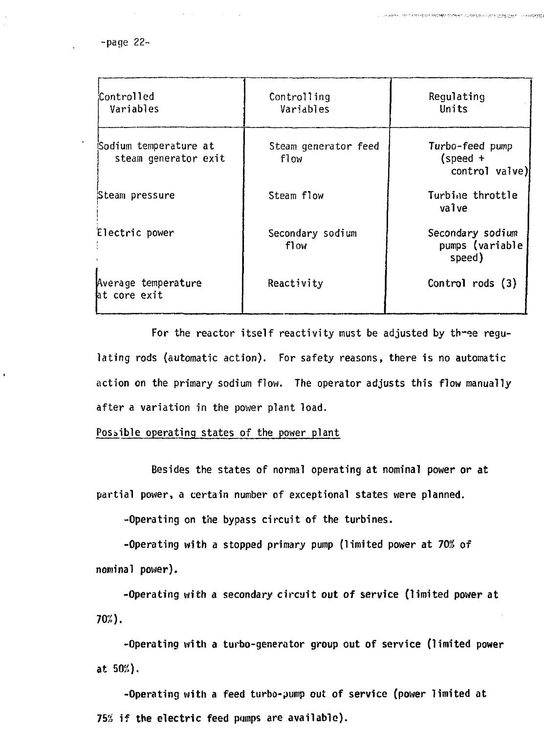| Controlled Variables | Controlling Variables | Regulating Units |
|---|---|---|
| Sodium temperature at steam generator exit | Steam generator feed flow | Turbo-feed pump (speed + control valve) |
| Steam pressure | Steam flow | Turbine throttle valve |
| Electric power | Secondary sodium flow | Secondary sodium pumps (variable speed) |
| Average temperature at core exit | Reactivity | Control rods (3) |

For the reactor itself reactivity must be adjusted by three regulating rods (automatic action). For safety reasons, there is no automatic action on the primary sodium flow. The operator adjusts this flow manually after a variation in the power plant load.

Possible operating states of the power plant

Besides the states of normal operating at nominal power or at partial power, a certain number of exceptional states were planned.

-Operating on the bypass circuit of the turbines.

-Operating with a stopped primary pump (limited power at 70% of nominal power).

-Operating with a secondary circuit out of service (limited power at 70%).

-Operating with a turbo-generator group out of service (limited power at 50%).

-Operating with a feed turbo-pump out of service (power limited at 75% if the electric feed pumps are available).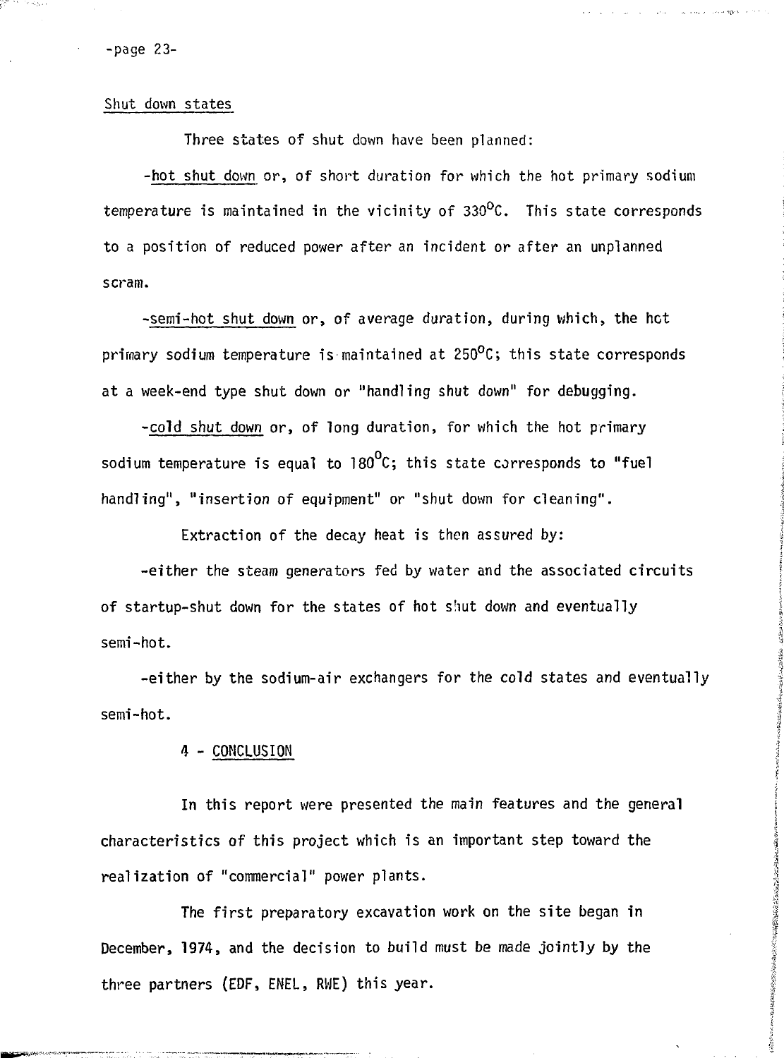Shut down states

Three states of shut down have been planned:

-hot shut down or, of short duration for which the hot primary sodium temperature is maintained in the vicinity of 330°C. This state corresponds to a position of reduced power after an incident or after an unplanned scram.

-semi-hot shut down or, of average duration, during which, the hot primary sodium temperature is maintained at 250°C; this state corresponds at a week-end type shut down or "handling shut down" for debugging.

-cold shut down or, of long duration, for which the hot primary sodium temperature is equal to 180°C; this state corresponds to "fuel handling", "insertion of equipment" or "shut down for cleaning".

Extraction of the decay heat is then assured by:

-either the steam generators fed by water and the associated circuits of startup-shut down for the states of hot shut down and eventually semi-hot.

-either by the sodium-air exchangers for the cold states and eventually semi-hot.

## 4 - CONCLUSION

In this report were presented the main features and the general characteristics of this project which is an important step toward the realization of "commercial" power plants.

The first preparatory excavation work on the site began in December, 1974, and the decision to build must be made jointly by the three partners (EDF, ENEL, RWE) this year.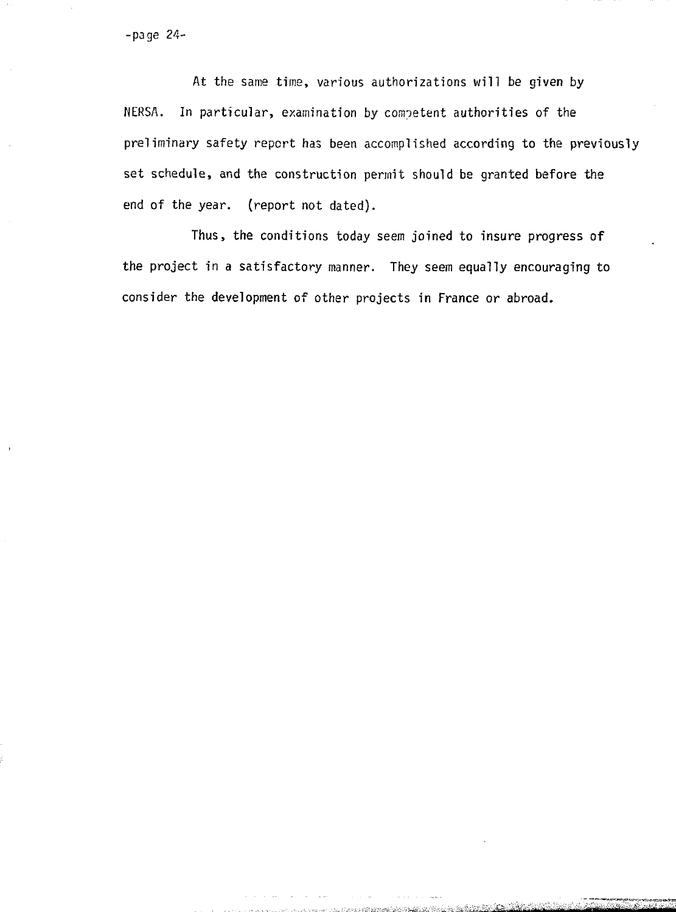At the same time, various authorizations will be given by NERSA. In particular, examination by competent authorities of the preliminary safety report has been accomplished according to the previously set schedule, and the construction permit should be granted before the end of the year. (report not dated).

Thus, the conditions today seem joined to insure progress of the project in a satisfactory manner. They seem equally encouraging to consider the development of other projects in France or abroad.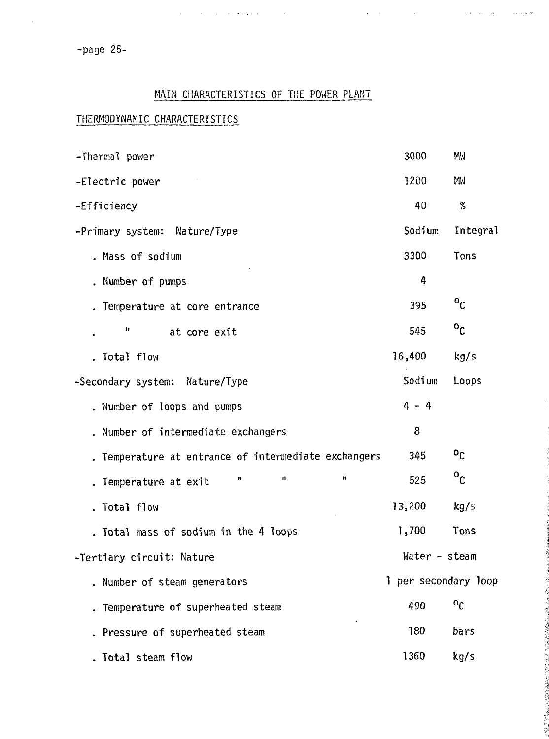## MAIN CHARACTERISTICS OF THE POWER PLANT

### THERMODYNAMIC CHARACTERISTICS

| | | |
|---|---|---|
| -Thermal power | 3000 | MW |
| -Electric power | 1200 | MW |
| -Efficiency | 40 | % |
| -Primary system: Nature/Type | Sodium | Integral |
| . Mass of sodium | 3300 | Tons |
| . Number of pumps | 4 | |
| . Temperature at core entrance | 395 | $^{o}C$ |
| . " at core exit | 545 | $^{o}C$ |
| . Total flow | 16,400 | kg/s |
| -Secondary system: Nature/Type | Sodium | Loops |
| . Number of loops and pumps | 4 - 4 | |
| . Number of intermediate exchangers | 8 | |
| . Temperature at entrance of intermediate exchangers | 345 | $^{o}C$ |
| . Temperature at exit " " " | 525 | $^{o}C$ |
| . Total flow | 13,200 | kg/s |
| . Total mass of sodium in the 4 loops | 1,700 | Tons |
| -Tertiary circuit: Nature | Water - steam | |
| . Number of steam generators | 1 per secondary loop | |
| . Temperature of superheated steam | 490 | $^{o}C$ |
| . Pressure of superheated steam | 180 | bars |
| . Total steam flow | 1360 | kg/s |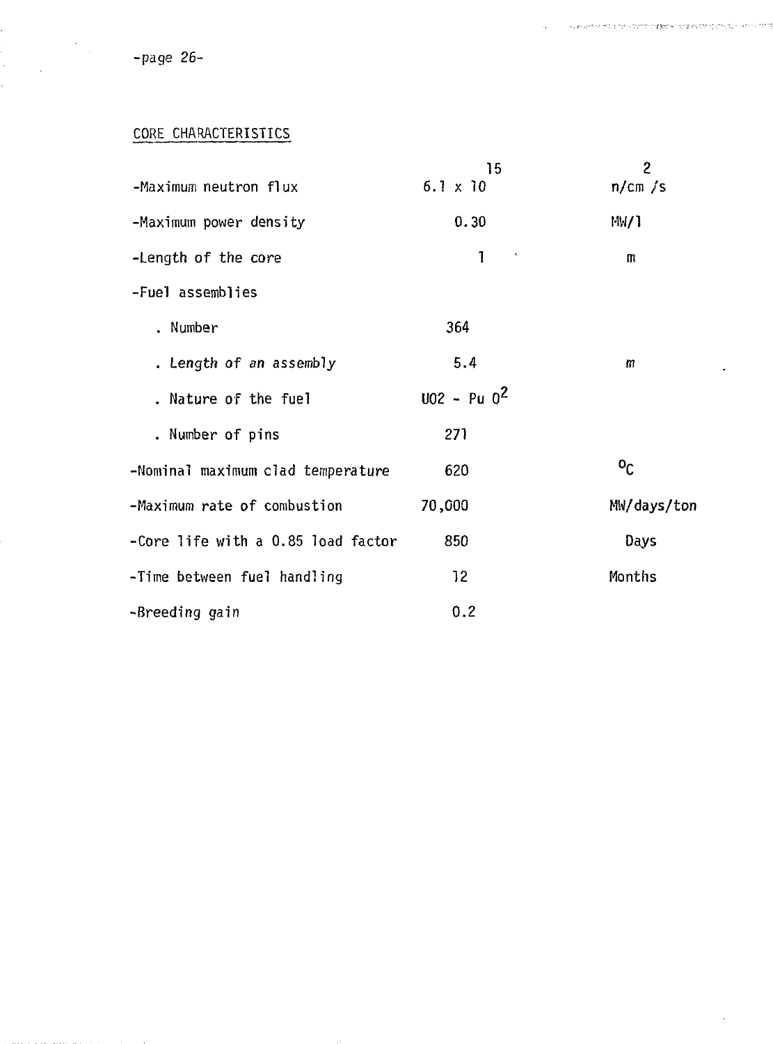CORE CHARACTERISTICS

| | | |
|---|---|---|
| -Maximum neutron flux | $6.1 \times 10^{15}$ | $n/cm^2/s$ |
| -Maximum power density | 0.30 | MW/l |
| -Length of the core | 1 | m |
| -Fuel assemblies | | |
| . Number | 364 | |
| . *Length of an assembly* | 5.4 | m |
| . Nature of the fuel | $UO2$ - $Pu\ O^2$ | |
| . Number of pins | 271 | |
| -Nominal maximum clad temperature | 620 | $^{o}C$ |
| -Maximum rate of combustion | 70,000 | MW/days/ton |
| -Core life with a 0.85 load factor | 850 | Days |
| -Time between fuel handling | 12 | Months |
| -Breeding gain | 0.2 | |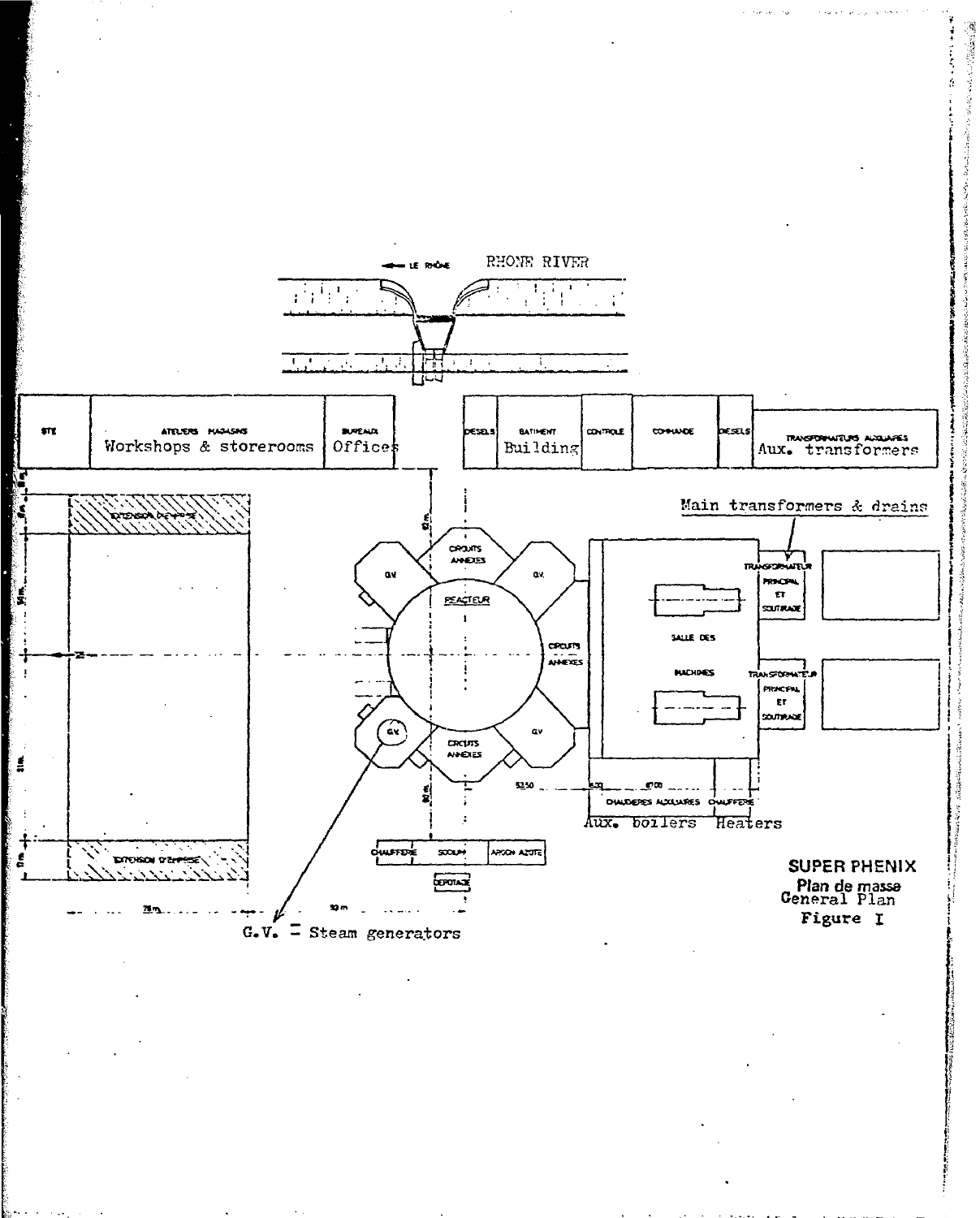LE RHÔNE — RHONE RIVER

| STE | ATELIERS MAGASINS Workshops & storerooms | BUREAUX Offices |
|---|---|---|

| DIESELS | BATIMENT Building | CONTROLE | COMMANDE | DIESELS | TRANSFORMATEURS AUXILIAIRES Aux. transformers |
|---|---|---|---|---|---|

EXTENSION D'EMPRISE

CIRCUITS ANNEXES

G.V.

REACTEUR

CIRCUITS ANNEXES

SALLE DES MACHINES

Main transformers & drains

TRANSFORMATEUR PRINCIPAL ET SOUTIRAGE

TRANSFORMATEUR PRINCIPAL ET SOUTIRAGE

CIRCUITS ANNEXES

CHAUDIERES AUXILIAIRES — Aux. boilers

CHAUFFERIE — Heaters

EXTENSION D'EMPRISE

CHAUFFERIE | SODIUM | ARGON AZOTE

DEPOTAGE

G.V. = Steam generators

**SUPER PHENIX**
**Plan de masse**
General Plan
Figure I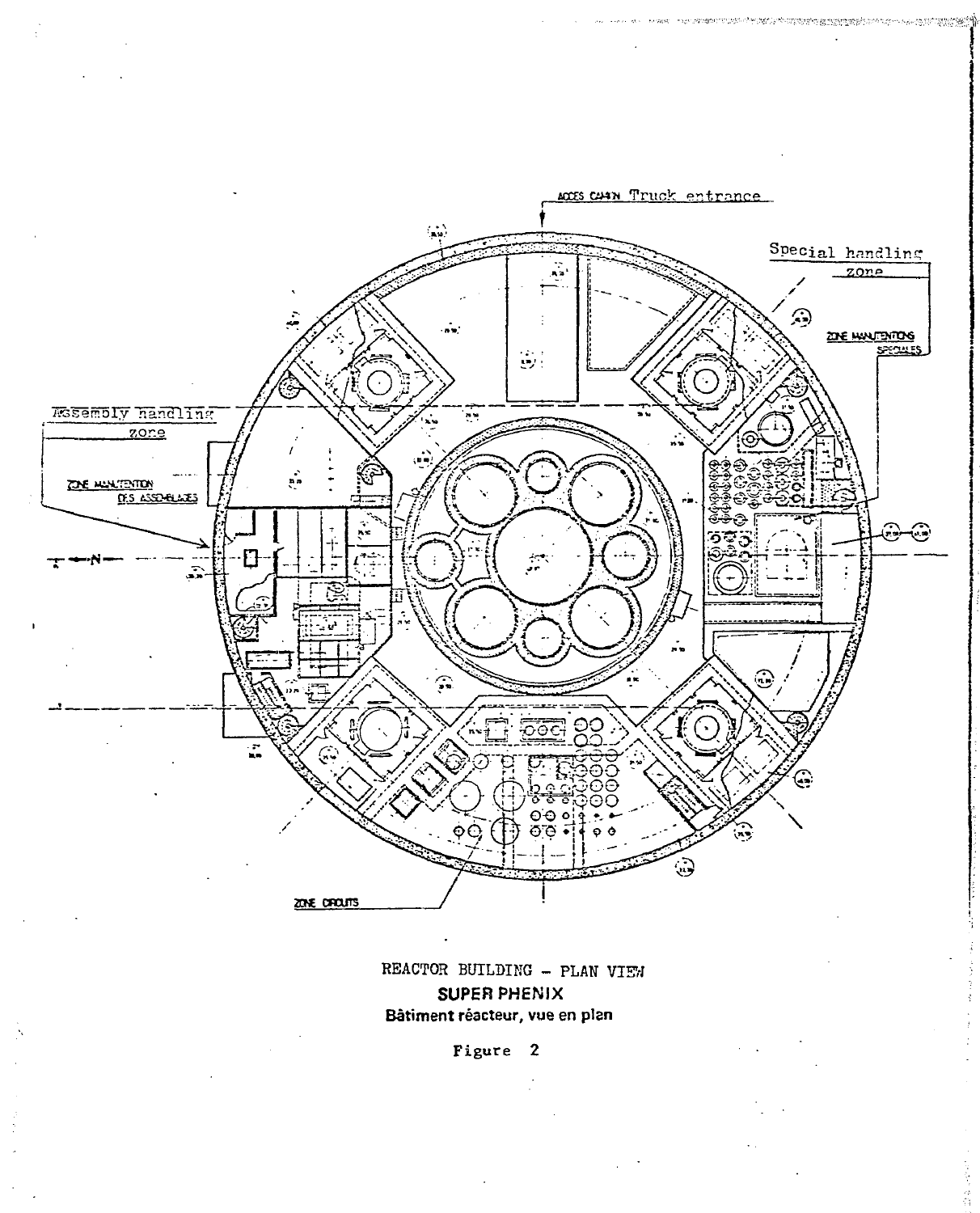ACCES CAMION Truck entrance

Special handling zone

ZONE MANUTENTIONS SPECIALES

Assembly handling zone

ZONE MANUTENTION DES ASSEMBLAGES

N

ZONE CIRCUITS

REACTOR BUILDING - PLAN VIEW

**SUPER PHENIX**

**Bâtiment réacteur, vue en plan**

Figure 2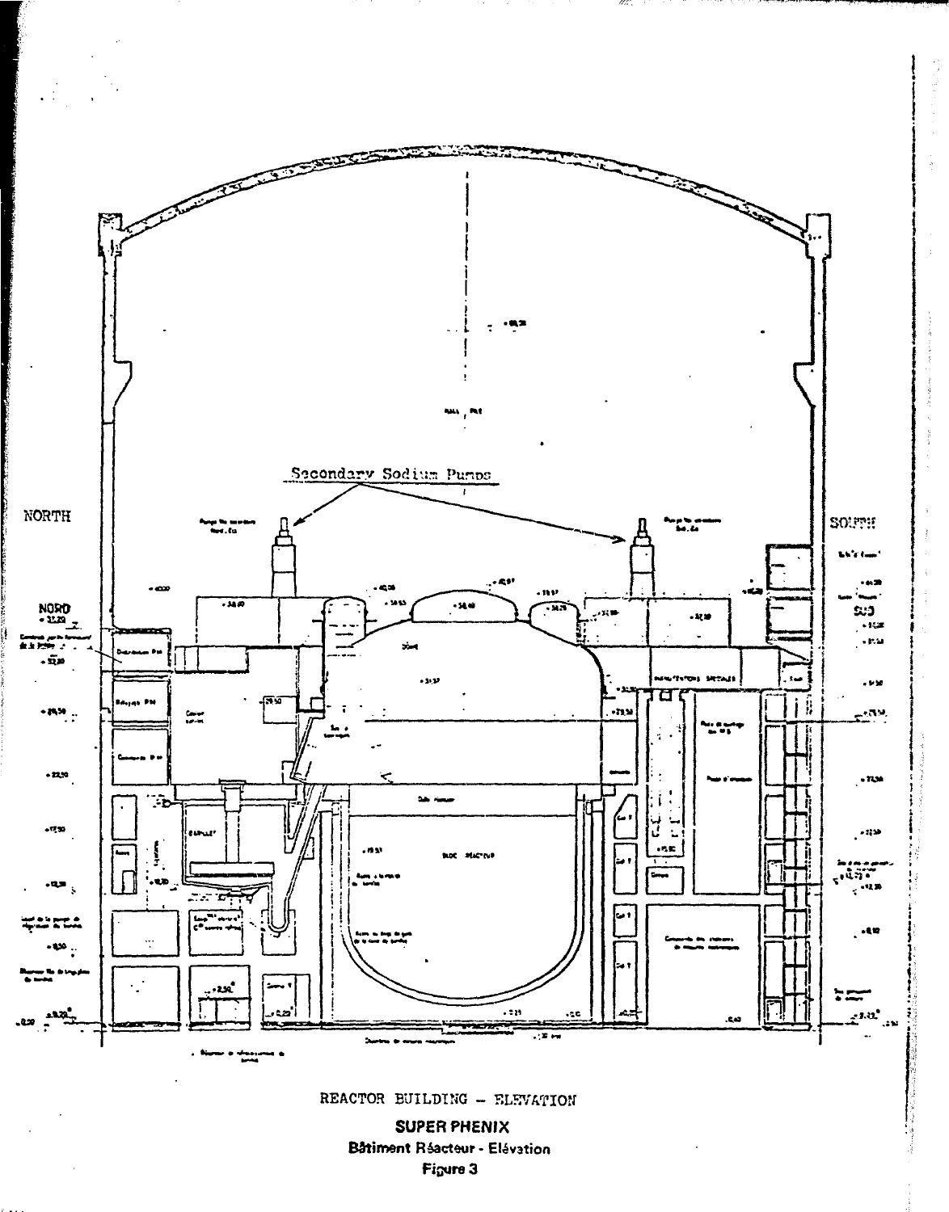Secondary Sodium Pumps

NORTH

SOUTH

REACTOR BUILDING – ELEVATION

**SUPER PHENIX**

**Bâtiment Réacteur - Elévation**

**Figure 3**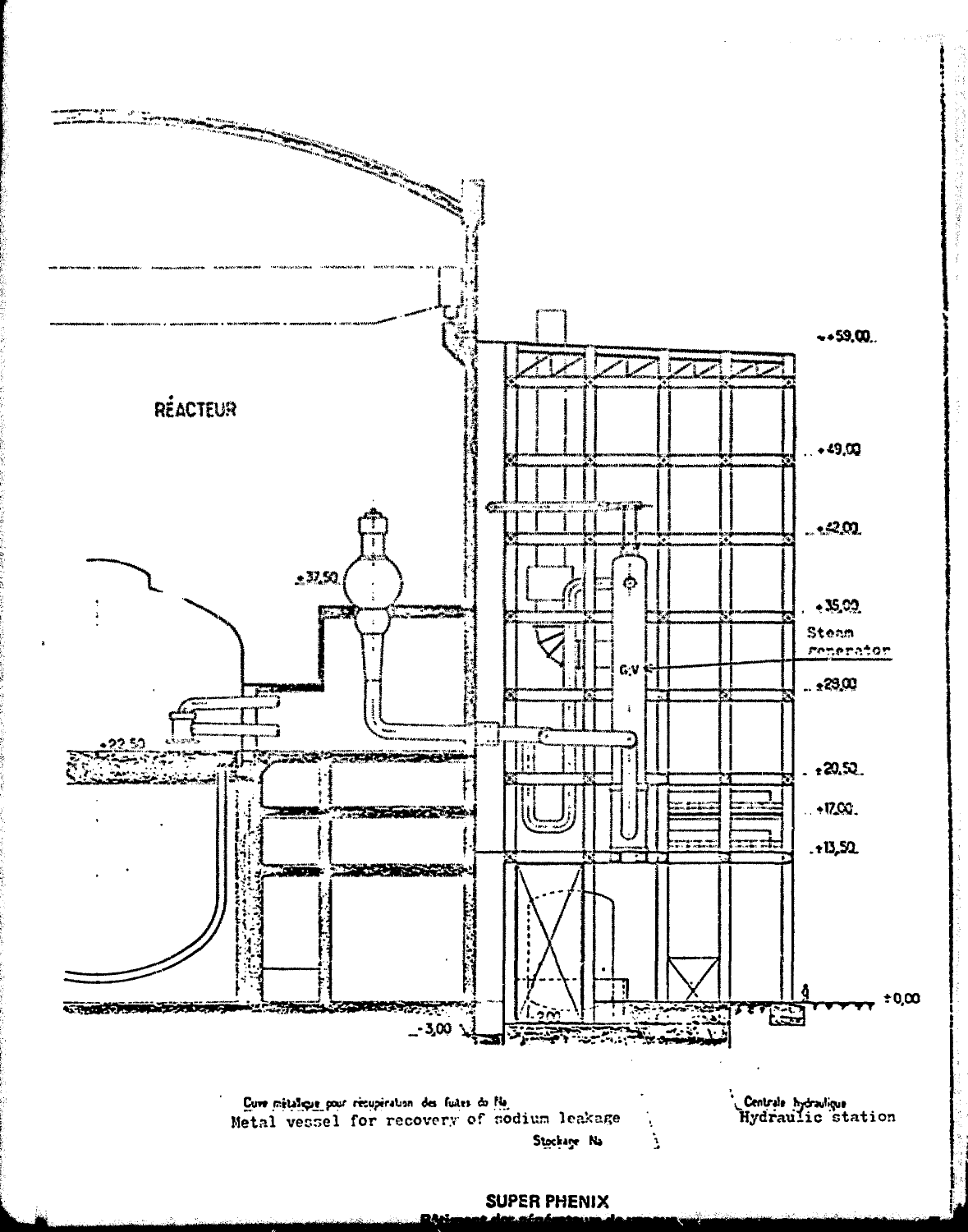RÉACTEUR

+59,00

+49,00

+42,00

+37,50

+35,00

Steam generator

G.V

+28,00

+22,50

+20,50

+17,00

+13,50

±0,00

-3,00

Cuve métallique pour récupération des fuites de Na
Metal vessel for recovery of sodium leakage

Stockage Na

Centrale hydraulique
Hydraulic station

**SUPER PHENIX**

Bâtiment des générateurs de vapeur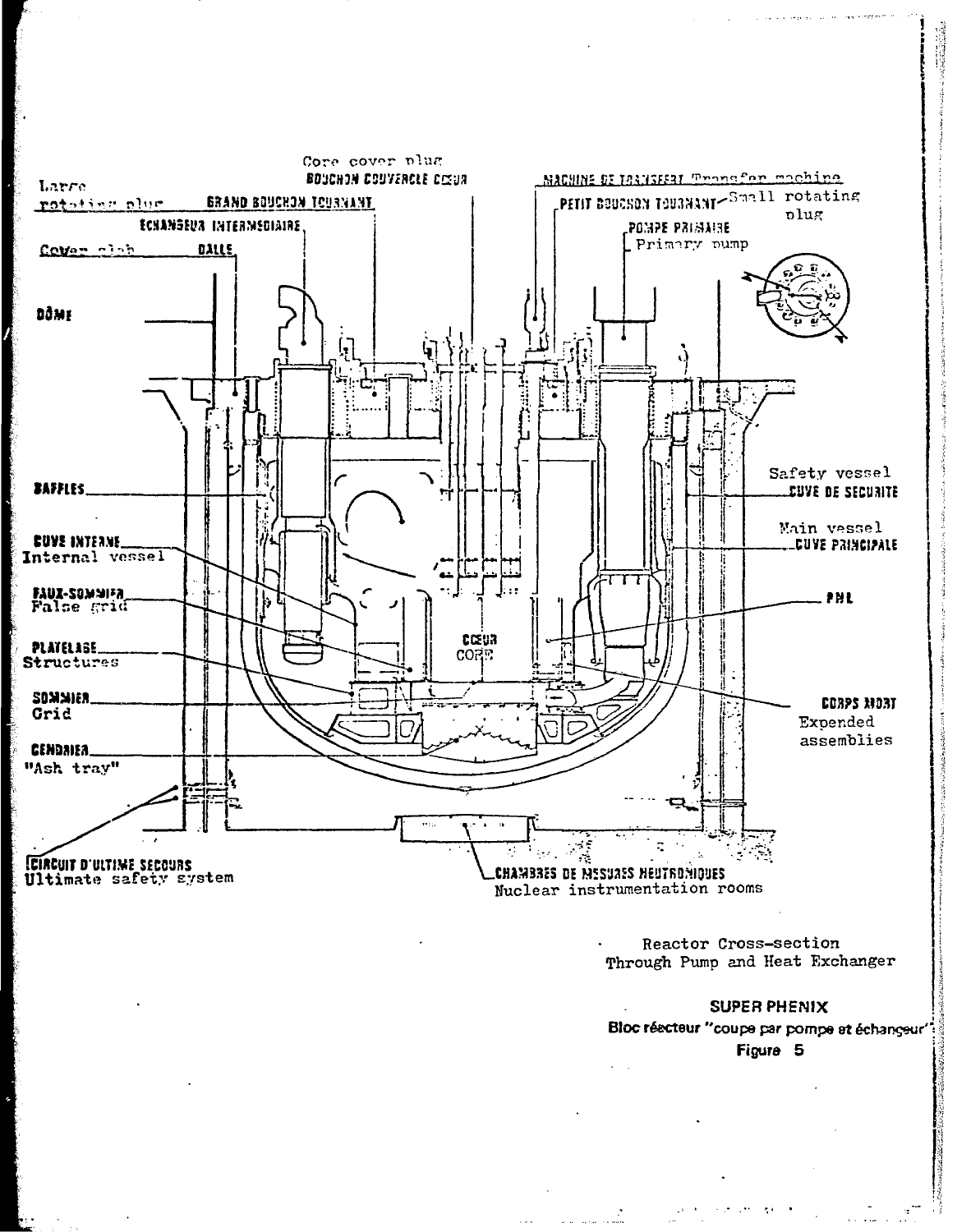Core cover plug
BOUCHON COUVERCLE CŒUR

Large rotating plug
GRAND BOUCHON TOURNANT

ECHANGEUR INTERMEDIAIRE

Cover slab
DALLE

DÔME

MACHINE DE TRANSFERT Transfer machine

PETIT BOUCHON TOURNANT Small rotating plug

POMPE PRIMAIRE
Primary pump

BAFFLES

CUVE INTERNE
Internal vessel

FAUX-SOMMIER
False grid

PLATELAGE
Structures

SOMMIER
Grid

CENDRIER
"Ash tray"

CIRCUIT D'ULTIME SECOURS
Ultimate safety system

Safety vessel
CUVE DE SECURITE

Main vessel
CUVE PRINCIPALE

PNL

CŒUR
CORE

CORPS MORT
Expended assemblies

CHAMBRES DE MESURES NEUTRONIQUES
Nuclear instrumentation rooms

Reactor Cross-section
Through Pump and Heat Exchanger

**SUPER PHENIX**

**Bloc réacteur "coupe par pompe et échangeur"**

**Figure 5**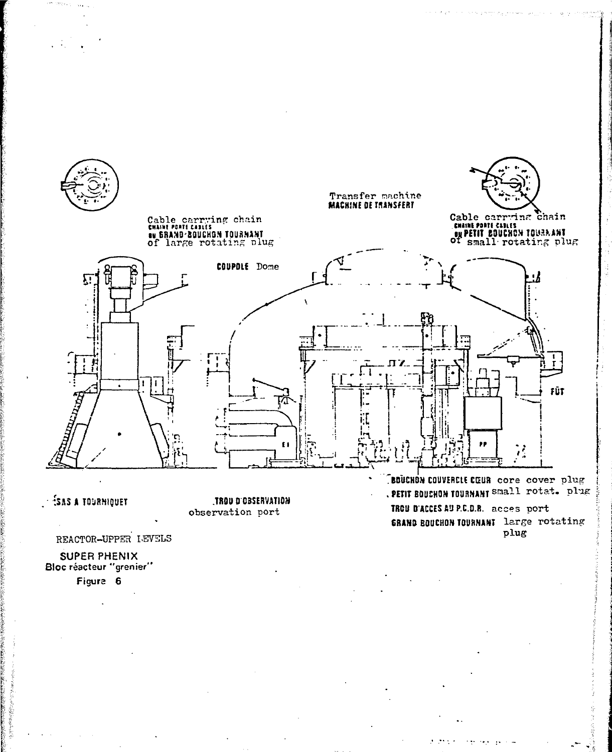Transfer machine
MACHINE DE TRANSFERT

Cable carrying chain
CHAINE PORTE CABLES
DU GRAND-BOUCHON TOURNANT
of large rotating plug

Cable carrying chain
CHAINE PORTE CABLES
DU PETIT BOUCHON TOURNANT
of small rotating plug

COUPOLE Dome

FÛT

SAS A TOURNIQUET

TROU D'OBSERVATION
observation port

BOUCHON COUVERCLE CŒUR core cover plug
PETIT BOUCHON TOURNANT small rotat. plug
TROU D'ACCES AU P.C.D.R. acces port
GRAND BOUCHON TOURNANT large rotating plug

REACTOR-UPPER LEVELS

SUPER PHENIX
Bloc réacteur "grenier"

Figure 6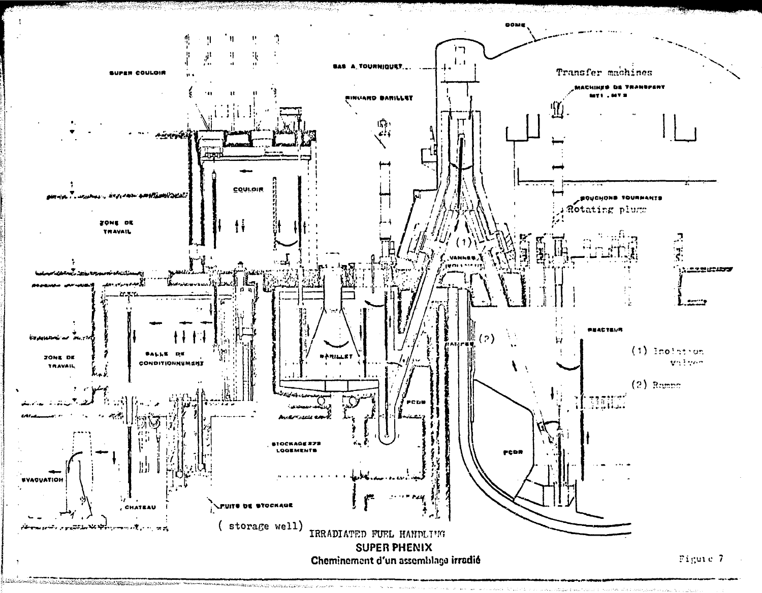IRRADIATED FUEL HANDLING

**SUPER PHENIX**

**Cheminement d'un assemblage irradié**

Figure 7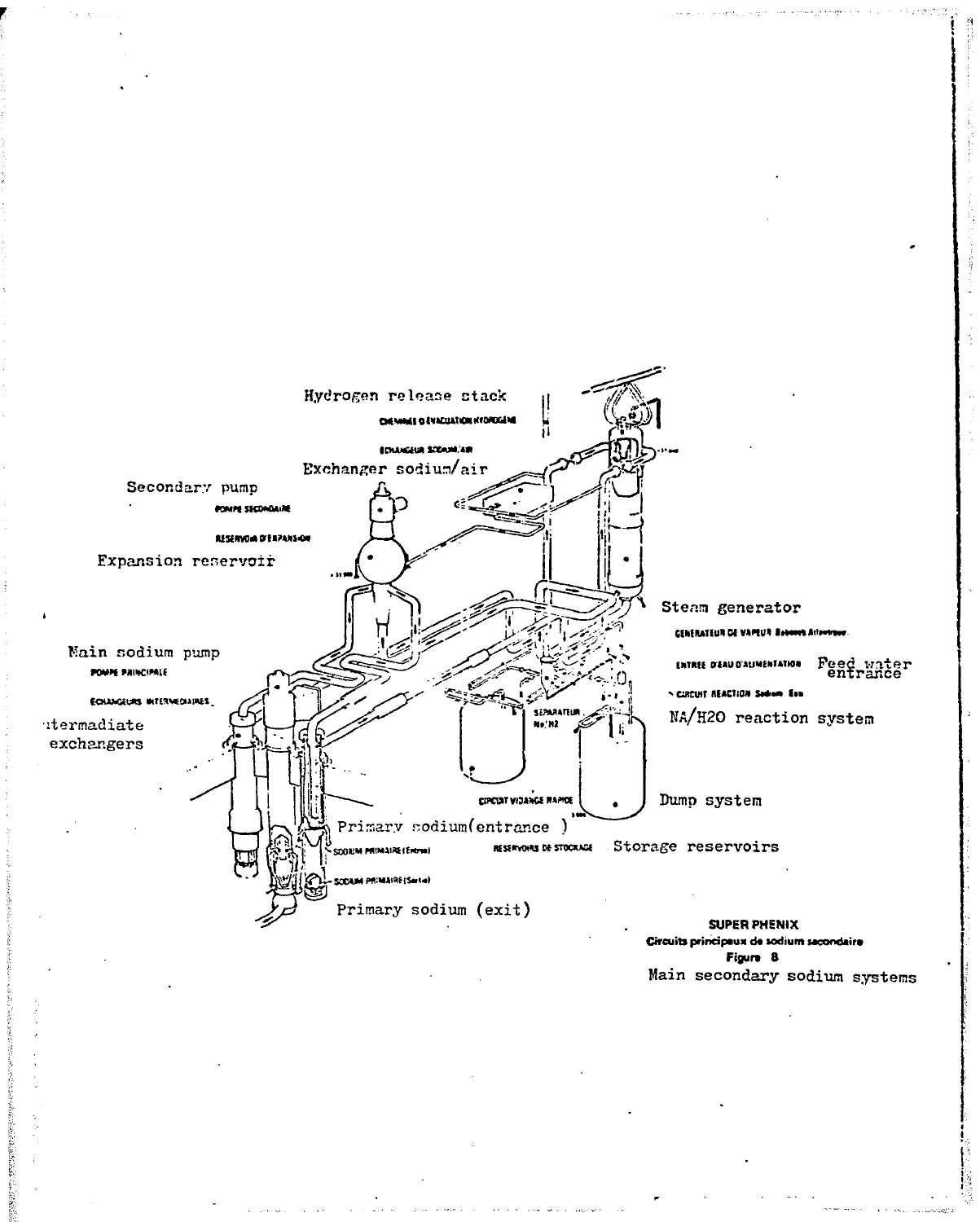Hydrogen release stack

CHEMINÉE D'ÉVACUATION HYDROGÈNE

ÉCHANGEUR SODIUM/AIR

Exchanger sodium/air

Secondary pump

POMPE SECONDAIRE

RÉSERVOIR D'EXPANSION

Expansion reservoir

Steam generator

GÉNÉRATEUR DE VAPEUR Babcock Atlantique

Main sodium pump

POMPE PRINCIPALE

ENTRÉE D'EAU D'ALIMENTATION

Feed water entrance

ÉCHANGEURS INTERMÉDIAIRES

CIRCUIT RÉACTION Sodium Eau

Intermadiate exchangers

SÉPARATEUR Na/H2

NA/H2O reaction system

CIRCUIT VIDANGE RAPIDE

Dump system

Primary sodium(entrance )

SODIUM PRIMAIRE (Entrée)

RÉSERVOIRS DE STOCKAGE

Storage reservoirs

SODIUM PRIMAIRE (Sortie)

Primary sodium (exit)

**SUPER PHENIX**
**Circuits principaux de sodium secondaire**
**Figure 8**
Main secondary sodium systems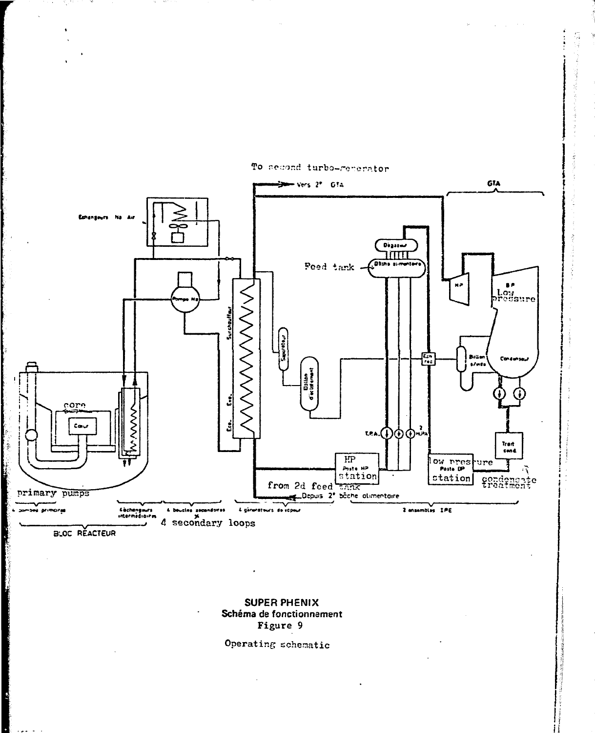To second turbo-generator

Vers 2° GTA

GTA

Echangeurs Na Air

Pompe Na

Surchauffeur

Eva.

Eco.

Séparateur

Ballon d'éclatement

Dégazeur

Bâche alimentaire

Feed tank

HP

BP

Low pressure

Condenseur

Ballon s/vide

Ech rec

T.P.A.

2 MLPA

Trait cond.

core

Cœur

HP Poste HP station

Low pressure Poste BP station

condensate treatment

from 2d feed tank

Depuis 2° bâche alimentaire

primary pumps

4 pompes primaires

4 échangeurs intermédiaires

4 boucles secondaires

4 secondary loops

4 générateurs de vapeur

2 ensembles IPE

BLOC REACTEUR

**SUPER PHENIX**
**Schéma de fonctionnement**
Figure 9

Operating schematic